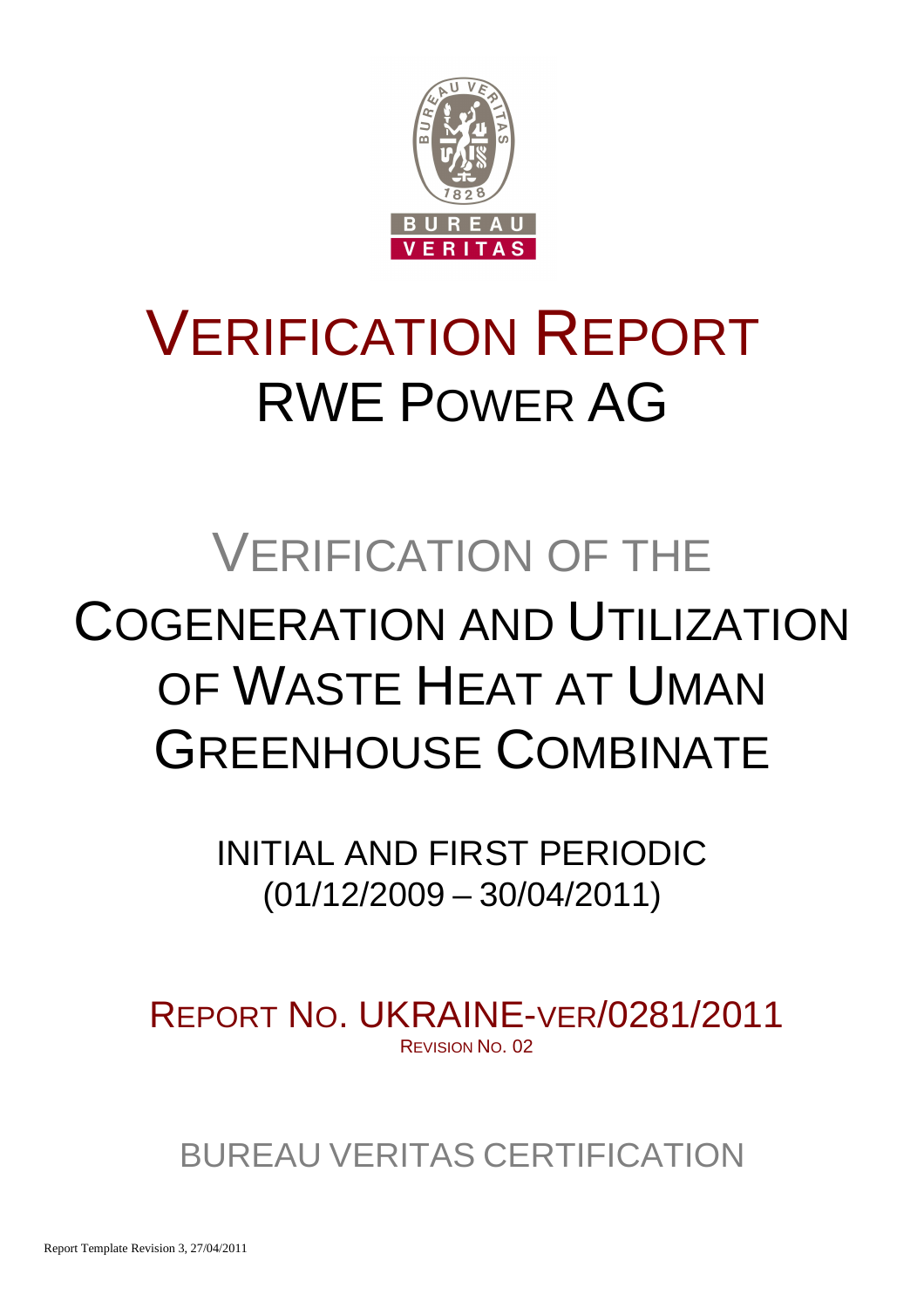# VERIFICATION REPORT
# RWE POWER AG

## VERIFICATION OF THE
## COGENERATION AND UTILIZATION OF WASTE HEAT AT UMAN GREENHOUSE COMBINATE

INITIAL AND FIRST PERIODIC
(01/12/2009 – 30/04/2011)

REPORT NO. UKRAINE-VER/0281/2011
REVISION NO. 02

BUREAU VERITAS CERTIFICATION

Report Template Revision 3, 27/04/2011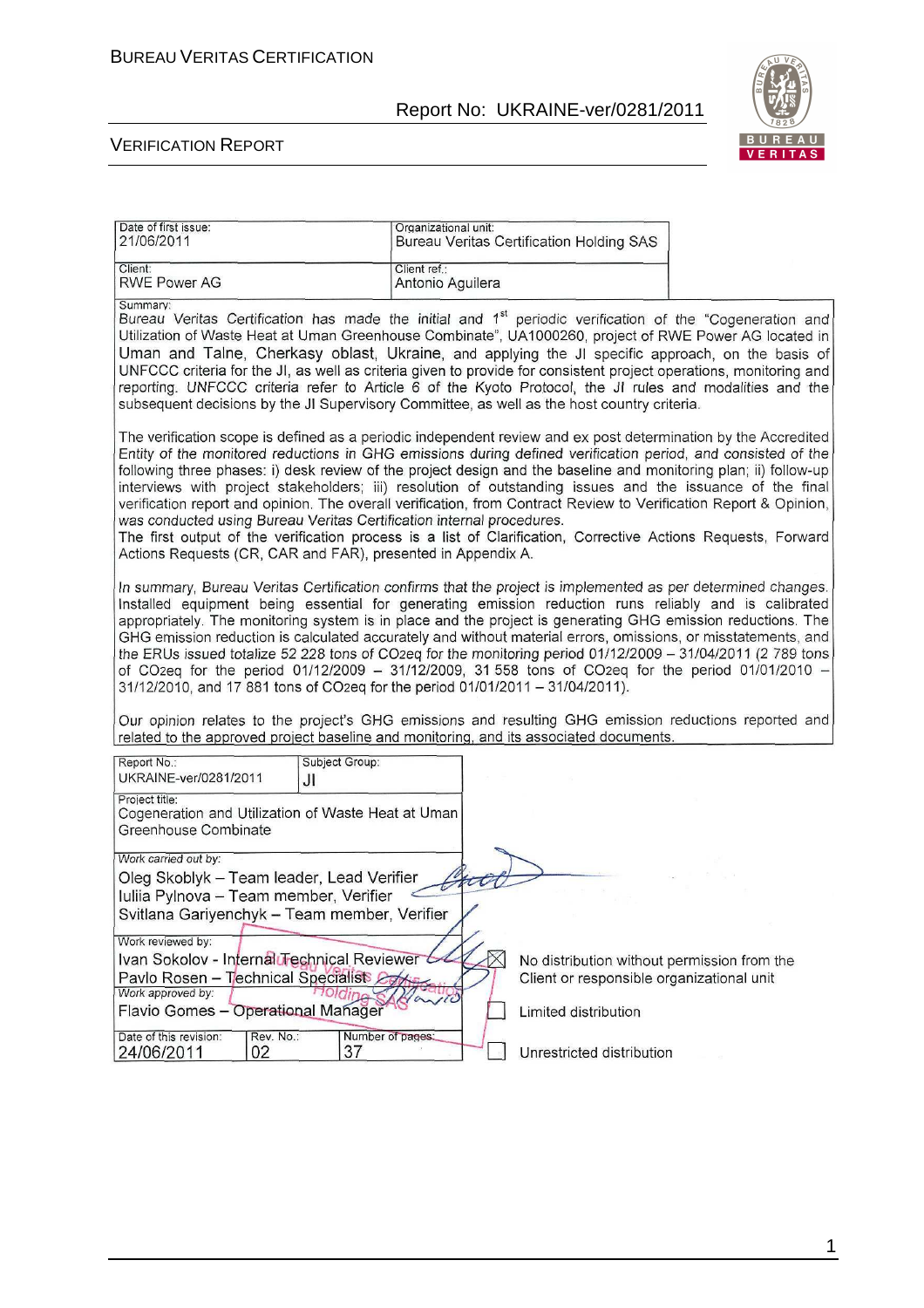| Date of first issue: 21/06/2011 | Organizational unit: Bureau Veritas Certification Holding SAS |
|---|---|
| Client: RWE Power AG | Client ref.: Antonio Aguilera |

Summary:

Bureau Veritas Certification has made the initial and 1[st] periodic verification of the "Cogeneration and Utilization of Waste Heat at Uman Greenhouse Combinate", UA1000260, project of RWE Power AG located in Uman and Talne, Cherkasy oblast, Ukraine, and applying the JI specific approach, on the basis of UNFCCC criteria for the JI, as well as criteria given to provide for consistent project operations, monitoring and reporting. UNFCCC criteria refer to Article 6 of the Kyoto Protocol, the JI rules and modalities and the subsequent decisions by the JI Supervisory Committee, as well as the host country criteria.

The verification scope is defined as a periodic independent review and ex post determination by the Accredited Entity of the monitored reductions in GHG emissions during defined verification period, and consisted of the following three phases: i) desk review of the project design and the baseline and monitoring plan; ii) follow-up interviews with project stakeholders; iii) resolution of outstanding issues and the issuance of the final verification report and opinion. The overall verification, from Contract Review to Verification Report & Opinion, was conducted using Bureau Veritas Certification internal procedures.
The first output of the verification process is a list of Clarification, Corrective Actions Requests, Forward Actions Requests (CR, CAR and FAR), presented in Appendix A.

In summary, Bureau Veritas Certification confirms that the project is implemented as per determined changes. Installed equipment being essential for generating emission reduction runs reliably and is calibrated appropriately. The monitoring system is in place and the project is generating GHG emission reductions. The GHG emission reduction is calculated accurately and without material errors, omissions, or misstatements, and the ERUs issued totalize 52 228 tons of $CO_2eq$ for the monitoring period 01/12/2009 – 31/04/2011 (2 789 tons of $CO_2eq$ for the period 01/12/2009 – 31/12/2009, 31 558 tons of $CO_2eq$ for the period 01/01/2010 – 31/12/2010, and 17 881 tons of $CO_2eq$ for the period 01/01/2011 – 31/04/2011).

Our opinion relates to the project's GHG emissions and resulting GHG emission reductions reported and related to the approved project baseline and monitoring, and its associated documents.

| Report No.: UKRAINE-ver/0281/2011 | Subject Group: JI | |
|---|---|---|
| Project title: Cogeneration and Utilization of Waste Heat at Uman Greenhouse Combinate | | |
| Work carried out by: Oleg Skoblyk – Team leader, Lead Verifier; Iuliia Pylnova – Team member, Verifier; Svitlana Gariyenchyk – Team member, Verifier | | |
| Work reviewed by: Ivan Sokolov - Internal Technical Reviewer; Pavlo Rosen – Technical Specialist | | |
| Work approved by: Flavio Gomes – Operational Manager | | |
| Date of this revision: 24/06/2011 | Rev. No.: 02 | Number of pages: 37 |

☒ No distribution without permission from the Client or responsible organizational unit

☐ Limited distribution

☐ Unrestricted distribution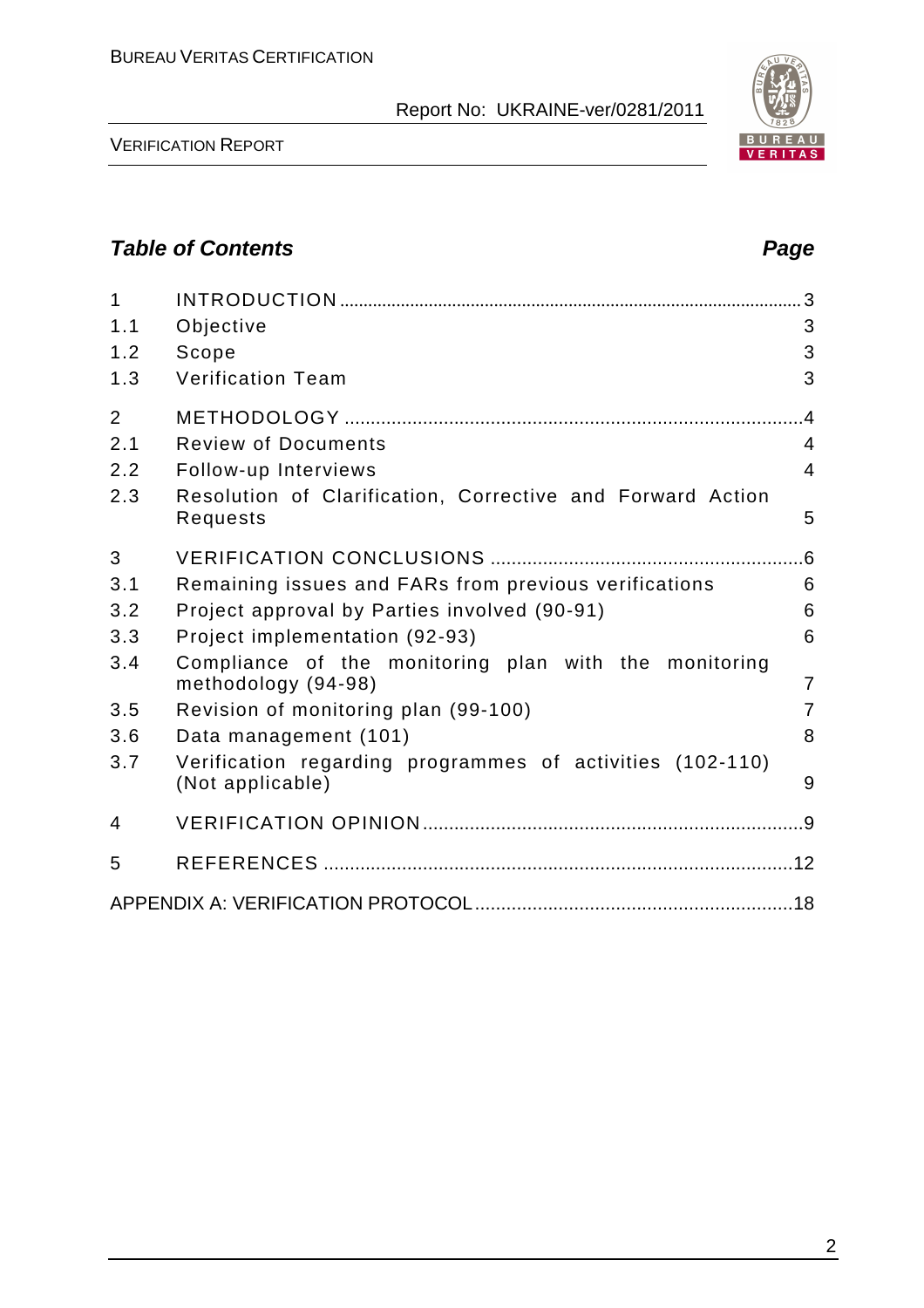## Table of Contents

| | | Page |
|---|---|---|
| 1 | INTRODUCTION | 3 |
| 1.1 | Objective | 3 |
| 1.2 | Scope | 3 |
| 1.3 | Verification Team | 3 |
| 2 | METHODOLOGY | 4 |
| 2.1 | Review of Documents | 4 |
| 2.2 | Follow-up Interviews | 4 |
| 2.3 | Resolution of Clarification, Corrective and Forward Action Requests | 5 |
| 3 | VERIFICATION CONCLUSIONS | 6 |
| 3.1 | Remaining issues and FARs from previous verifications | 6 |
| 3.2 | Project approval by Parties involved (90-91) | 6 |
| 3.3 | Project implementation (92-93) | 6 |
| 3.4 | Compliance of the monitoring plan with the monitoring methodology (94-98) | 7 |
| 3.5 | Revision of monitoring plan (99-100) | 7 |
| 3.6 | Data management (101) | 8 |
| 3.7 | Verification regarding programmes of activities (102-110) (Not applicable) | 9 |
| 4 | VERIFICATION OPINION | 9 |
| 5 | REFERENCES | 12 |
| | APPENDIX A: VERIFICATION PROTOCOL | 18 |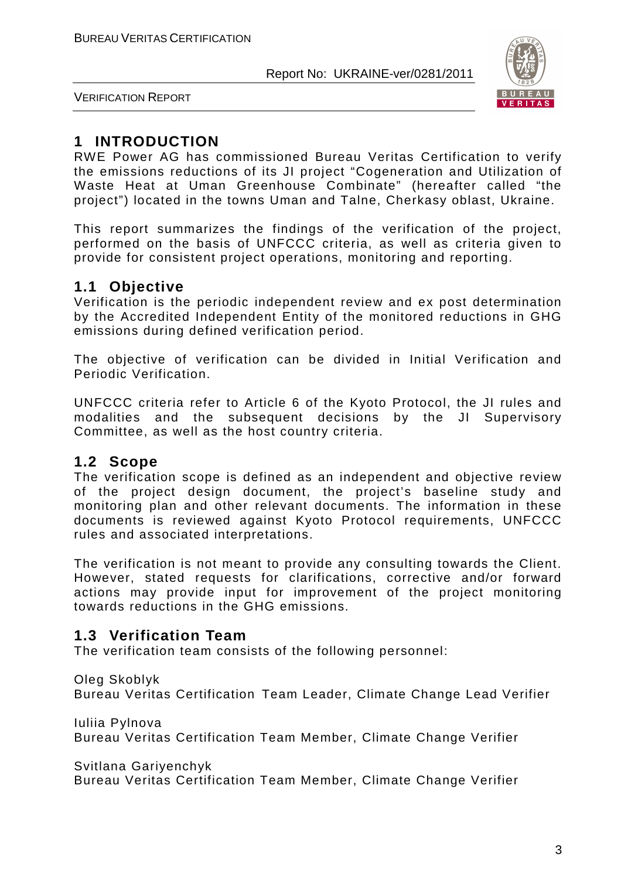# 1 INTRODUCTION

RWE Power AG has commissioned Bureau Veritas Certification to verify the emissions reductions of its JI project "Cogeneration and Utilization of Waste Heat at Uman Greenhouse Combinate" (hereafter called "the project") located in the towns Uman and Talne, Cherkasy oblast, Ukraine.

This report summarizes the findings of the verification of the project, performed on the basis of UNFCCC criteria, as well as criteria given to provide for consistent project operations, monitoring and reporting.

## 1.1 Objective

Verification is the periodic independent review and ex post determination by the Accredited Independent Entity of the monitored reductions in GHG emissions during defined verification period.

The objective of verification can be divided in Initial Verification and Periodic Verification.

UNFCCC criteria refer to Article 6 of the Kyoto Protocol, the JI rules and modalities and the subsequent decisions by the JI Supervisory Committee, as well as the host country criteria.

## 1.2 Scope

The verification scope is defined as an independent and objective review of the project design document, the project's baseline study and monitoring plan and other relevant documents. The information in these documents is reviewed against Kyoto Protocol requirements, UNFCCC rules and associated interpretations.

The verification is not meant to provide any consulting towards the Client. However, stated requests for clarifications, corrective and/or forward actions may provide input for improvement of the project monitoring towards reductions in the GHG emissions.

## 1.3 Verification Team

The verification team consists of the following personnel:

Oleg Skoblyk
Bureau Veritas Certification Team Leader, Climate Change Lead Verifier

Iuliia Pylnova
Bureau Veritas Certification Team Member, Climate Change Verifier

Svitlana Gariyenchyk
Bureau Veritas Certification Team Member, Climate Change Verifier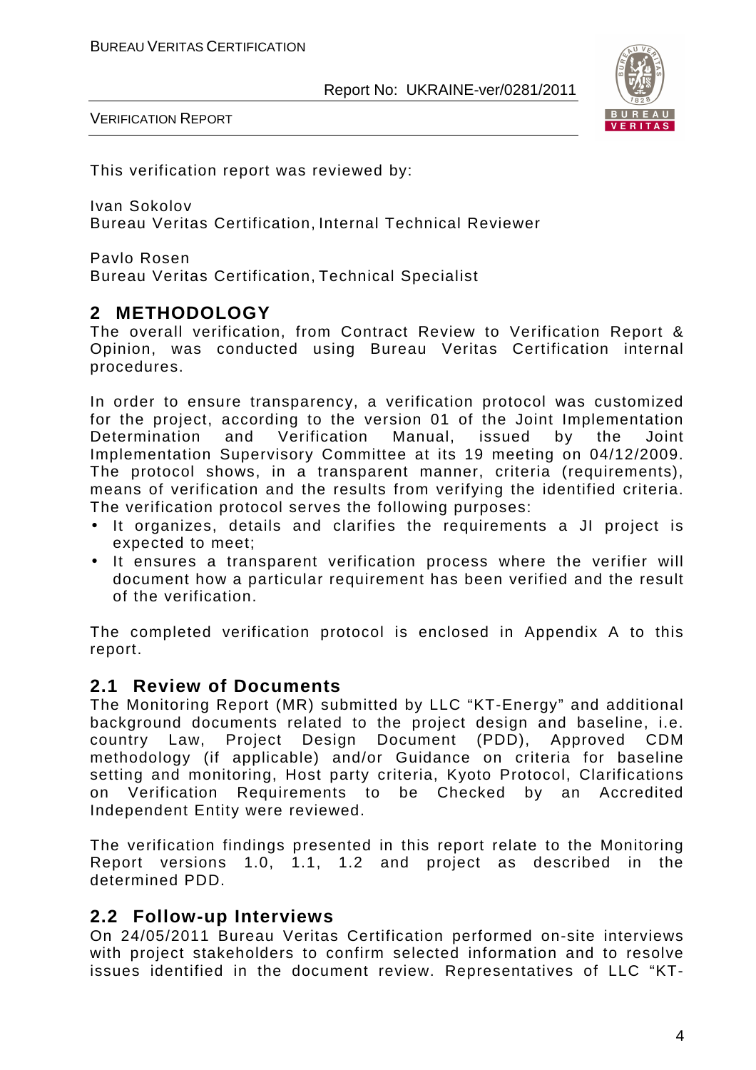This verification report was reviewed by:

Ivan Sokolov
Bureau Veritas Certification, Internal Technical Reviewer

Pavlo Rosen
Bureau Veritas Certification, Technical Specialist

## 2 METHODOLOGY

The overall verification, from Contract Review to Verification Report & Opinion, was conducted using Bureau Veritas Certification internal procedures.

In order to ensure transparency, a verification protocol was customized for the project, according to the version 01 of the Joint Implementation Determination and Verification Manual, issued by the Joint Implementation Supervisory Committee at its 19 meeting on 04/12/2009. The protocol shows, in a transparent manner, criteria (requirements), means of verification and the results from verifying the identified criteria. The verification protocol serves the following purposes:

- It organizes, details and clarifies the requirements a JI project is expected to meet;
- It ensures a transparent verification process where the verifier will document how a particular requirement has been verified and the result of the verification.

The completed verification protocol is enclosed in Appendix A to this report.

### 2.1 Review of Documents

The Monitoring Report (MR) submitted by LLC "KT-Energy" and additional background documents related to the project design and baseline, i.e. country Law, Project Design Document (PDD), Approved CDM methodology (if applicable) and/or Guidance on criteria for baseline setting and monitoring, Host party criteria, Kyoto Protocol, Clarifications on Verification Requirements to be Checked by an Accredited Independent Entity were reviewed.

The verification findings presented in this report relate to the Monitoring Report versions 1.0, 1.1, 1.2 and project as described in the determined PDD.

### 2.2 Follow-up Interviews

On 24/05/2011 Bureau Veritas Certification performed on-site interviews with project stakeholders to confirm selected information and to resolve issues identified in the document review. Representatives of LLC "KT-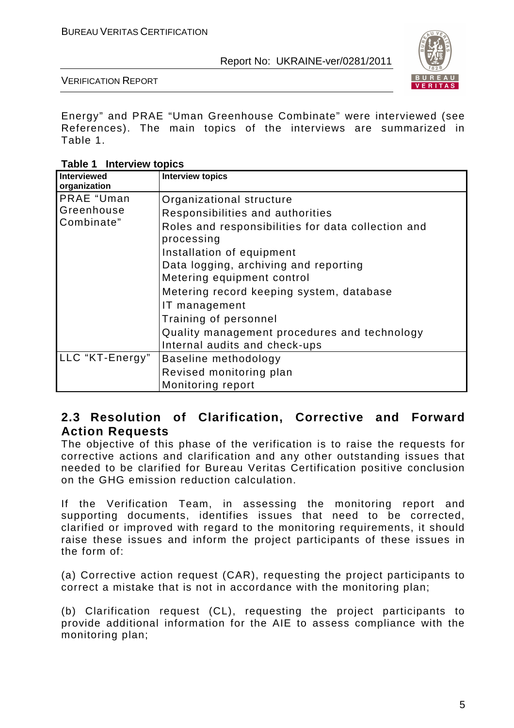Energy" and PRAE "Uman Greenhouse Combinate" were interviewed (see References). The main topics of the interviews are summarized in Table 1.

**Table 1 Interview topics**

| Interviewed organization | Interview topics |
|---|---|
| PRAE "Uman Greenhouse Combinate" | Organizational structure<br>Responsibilities and authorities<br>Roles and responsibilities for data collection and processing<br>Installation of equipment<br>Data logging, archiving and reporting<br>Metering equipment control<br>Metering record keeping system, database<br>IT management<br>Training of personnel<br>Quality management procedures and technology<br>Internal audits and check-ups |
| LLC "KT-Energy" | Baseline methodology<br>Revised monitoring plan<br>Monitoring report |

## 2.3 Resolution of Clarification, Corrective and Forward Action Requests

The objective of this phase of the verification is to raise the requests for corrective actions and clarification and any other outstanding issues that needed to be clarified for Bureau Veritas Certification positive conclusion on the GHG emission reduction calculation.

If the Verification Team, in assessing the monitoring report and supporting documents, identifies issues that need to be corrected, clarified or improved with regard to the monitoring requirements, it should raise these issues and inform the project participants of these issues in the form of:

(a) Corrective action request (CAR), requesting the project participants to correct a mistake that is not in accordance with the monitoring plan;

(b) Clarification request (CL), requesting the project participants to provide additional information for the AIE to assess compliance with the monitoring plan;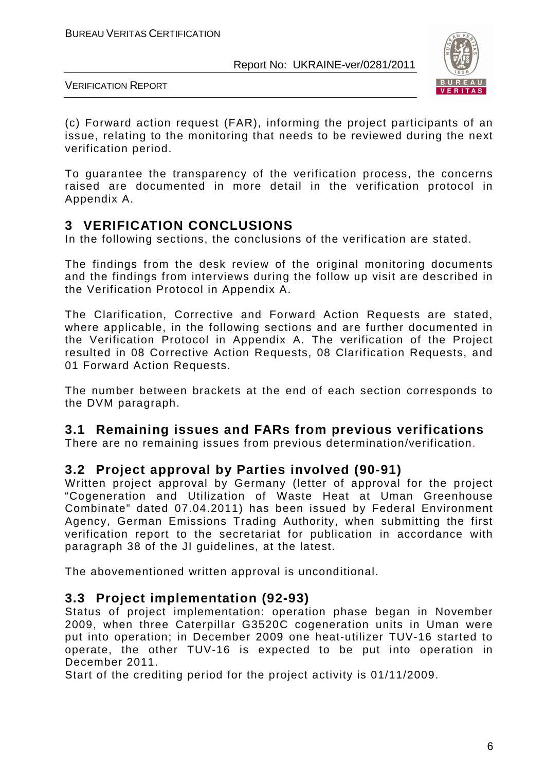(c) Forward action request (FAR), informing the project participants of an issue, relating to the monitoring that needs to be reviewed during the next verification period.

To guarantee the transparency of the verification process, the concerns raised are documented in more detail in the verification protocol in Appendix A.

# 3 VERIFICATION CONCLUSIONS

In the following sections, the conclusions of the verification are stated.

The findings from the desk review of the original monitoring documents and the findings from interviews during the follow up visit are described in the Verification Protocol in Appendix A.

The Clarification, Corrective and Forward Action Requests are stated, where applicable, in the following sections and are further documented in the Verification Protocol in Appendix A. The verification of the Project resulted in 08 Corrective Action Requests, 08 Clarification Requests, and 01 Forward Action Requests.

The number between brackets at the end of each section corresponds to the DVM paragraph.

## 3.1 Remaining issues and FARs from previous verifications

There are no remaining issues from previous determination/verification.

## 3.2 Project approval by Parties involved (90-91)

Written project approval by Germany (letter of approval for the project "Cogeneration and Utilization of Waste Heat at Uman Greenhouse Combinate" dated 07.04.2011) has been issued by Federal Environment Agency, German Emissions Trading Authority, when submitting the first verification report to the secretariat for publication in accordance with paragraph 38 of the JI guidelines, at the latest.

The abovementioned written approval is unconditional.

## 3.3 Project implementation (92-93)

Status of project implementation: operation phase began in November 2009, when three Caterpillar G3520C cogeneration units in Uman were put into operation; in December 2009 one heat-utilizer TUV-16 started to operate, the other TUV-16 is expected to be put into operation in December 2011.

Start of the crediting period for the project activity is 01/11/2009.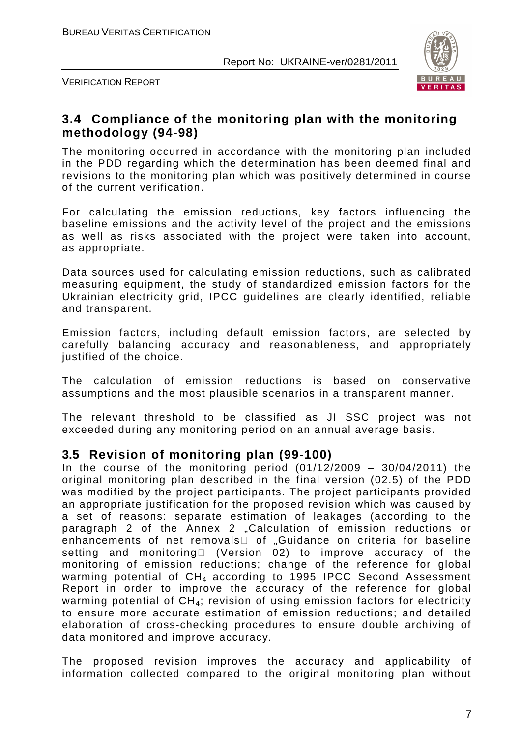## 3.4 Compliance of the monitoring plan with the monitoring methodology (94-98)

The monitoring occurred in accordance with the monitoring plan included in the PDD regarding which the determination has been deemed final and revisions to the monitoring plan which was positively determined in course of the current verification.

For calculating the emission reductions, key factors influencing the baseline emissions and the activity level of the project and the emissions as well as risks associated with the project were taken into account, as appropriate.

Data sources used for calculating emission reductions, such as calibrated measuring equipment, the study of standardized emission factors for the Ukrainian electricity grid, IPCC guidelines are clearly identified, reliable and transparent.

Emission factors, including default emission factors, are selected by carefully balancing accuracy and reasonableness, and appropriately justified of the choice.

The calculation of emission reductions is based on conservative assumptions and the most plausible scenarios in a transparent manner.

The relevant threshold to be classified as JI SSC project was not exceeded during any monitoring period on an annual average basis.

## 3.5 Revision of monitoring plan (99-100)

In the course of the monitoring period (01/12/2009 – 30/04/2011) the original monitoring plan described in the final version (02.5) of the PDD was modified by the project participants. The project participants provided an appropriate justification for the proposed revision which was caused by a set of reasons: separate estimation of leakages (according to the paragraph 2 of the Annex 2 „Calculation of emission reductions or enhancements of net removals" of „Guidance on criteria for baseline setting and monitoring" (Version 02) to improve accuracy of the monitoring of emission reductions; change of the reference for global warming potential of $CH_4$ according to 1995 IPCC Second Assessment Report in order to improve the accuracy of the reference for global warming potential of $CH_4$; revision of using emission factors for electricity to ensure more accurate estimation of emission reductions; and detailed elaboration of cross-checking procedures to ensure double archiving of data monitored and improve accuracy.

The proposed revision improves the accuracy and applicability of information collected compared to the original monitoring plan without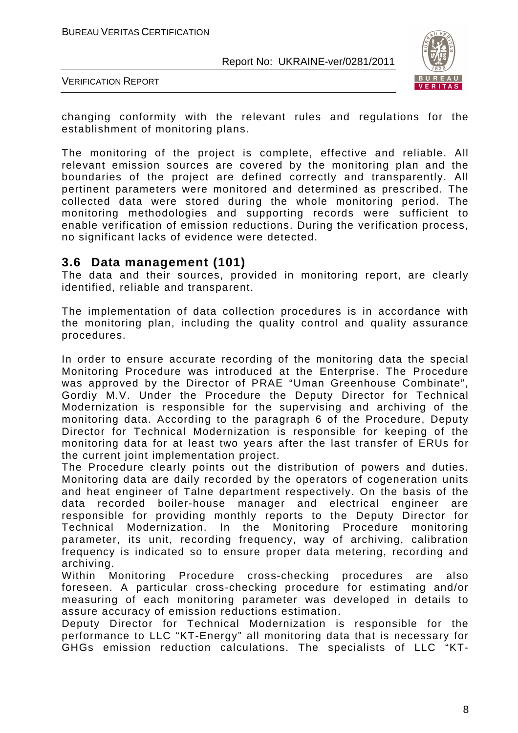changing conformity with the relevant rules and regulations for the establishment of monitoring plans.

The monitoring of the project is complete, effective and reliable. All relevant emission sources are covered by the monitoring plan and the boundaries of the project are defined correctly and transparently. All pertinent parameters were monitored and determined as prescribed. The collected data were stored during the whole monitoring period. The monitoring methodologies and supporting records were sufficient to enable verification of emission reductions. During the verification process, no significant lacks of evidence were detected.

## 3.6 Data management (101)

The data and their sources, provided in monitoring report, are clearly identified, reliable and transparent.

The implementation of data collection procedures is in accordance with the monitoring plan, including the quality control and quality assurance procedures.

In order to ensure accurate recording of the monitoring data the special Monitoring Procedure was introduced at the Enterprise. The Procedure was approved by the Director of PRAE "Uman Greenhouse Combinate", Gordiy M.V. Under the Procedure the Deputy Director for Technical Modernization is responsible for the supervising and archiving of the monitoring data. According to the paragraph 6 of the Procedure, Deputy Director for Technical Modernization is responsible for keeping of the monitoring data for at least two years after the last transfer of ERUs for the current joint implementation project.
The Procedure clearly points out the distribution of powers and duties. Monitoring data are daily recorded by the operators of cogeneration units and heat engineer of Talne department respectively. On the basis of the data recorded boiler-house manager and electrical engineer are responsible for providing monthly reports to the Deputy Director for Technical Modernization. In the Monitoring Procedure monitoring parameter, its unit, recording frequency, way of archiving, calibration frequency is indicated so to ensure proper data metering, recording and archiving.
Within Monitoring Procedure cross-checking procedures are also foreseen. A particular cross-checking procedure for estimating and/or measuring of each monitoring parameter was developed in details to assure accuracy of emission reductions estimation.
Deputy Director for Technical Modernization is responsible for the performance to LLC "KT-Energy" all monitoring data that is necessary for GHGs emission reduction calculations. The specialists of LLC "KT-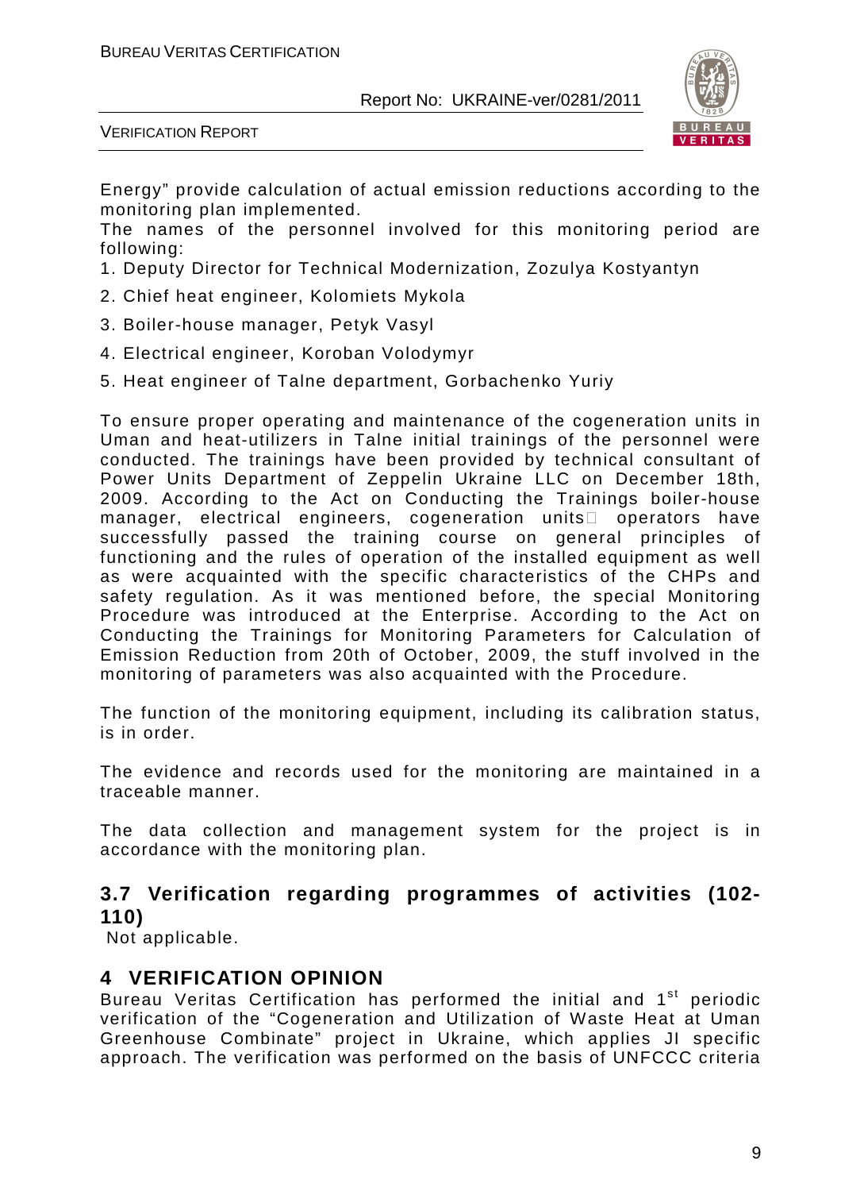Energy" provide calculation of actual emission reductions according to the monitoring plan implemented.

The names of the personnel involved for this monitoring period are following:

1. Deputy Director for Technical Modernization, Zozulya Kostyantyn
2. Chief heat engineer, Kolomiets Mykola
3. Boiler-house manager, Petyk Vasyl
4. Electrical engineer, Koroban Volodymyr
5. Heat engineer of Talne department, Gorbachenko Yuriy

To ensure proper operating and maintenance of the cogeneration units in Uman and heat-utilizers in Talne initial trainings of the personnel were conducted. The trainings have been provided by technical consultant of Power Units Department of Zeppelin Ukraine LLC on December 18th, 2009. According to the Act on Conducting the Trainings boiler-house manager, electrical engineers, cogeneration units operators have successfully passed the training course on general principles of functioning and the rules of operation of the installed equipment as well as were acquainted with the specific characteristics of the CHPs and safety regulation. As it was mentioned before, the special Monitoring Procedure was introduced at the Enterprise. According to the Act on Conducting the Trainings for Monitoring Parameters for Calculation of Emission Reduction from 20th of October, 2009, the stuff involved in the monitoring of parameters was also acquainted with the Procedure.

The function of the monitoring equipment, including its calibration status, is in order.

The evidence and records used for the monitoring are maintained in a traceable manner.

The data collection and management system for the project is in accordance with the monitoring plan.

### 3.7 Verification regarding programmes of activities (102-110)

Not applicable.

## 4 VERIFICATION OPINION

Bureau Veritas Certification has performed the initial and 1st periodic verification of the "Cogeneration and Utilization of Waste Heat at Uman Greenhouse Combinate" project in Ukraine, which applies JI specific approach. The verification was performed on the basis of UNFCCC criteria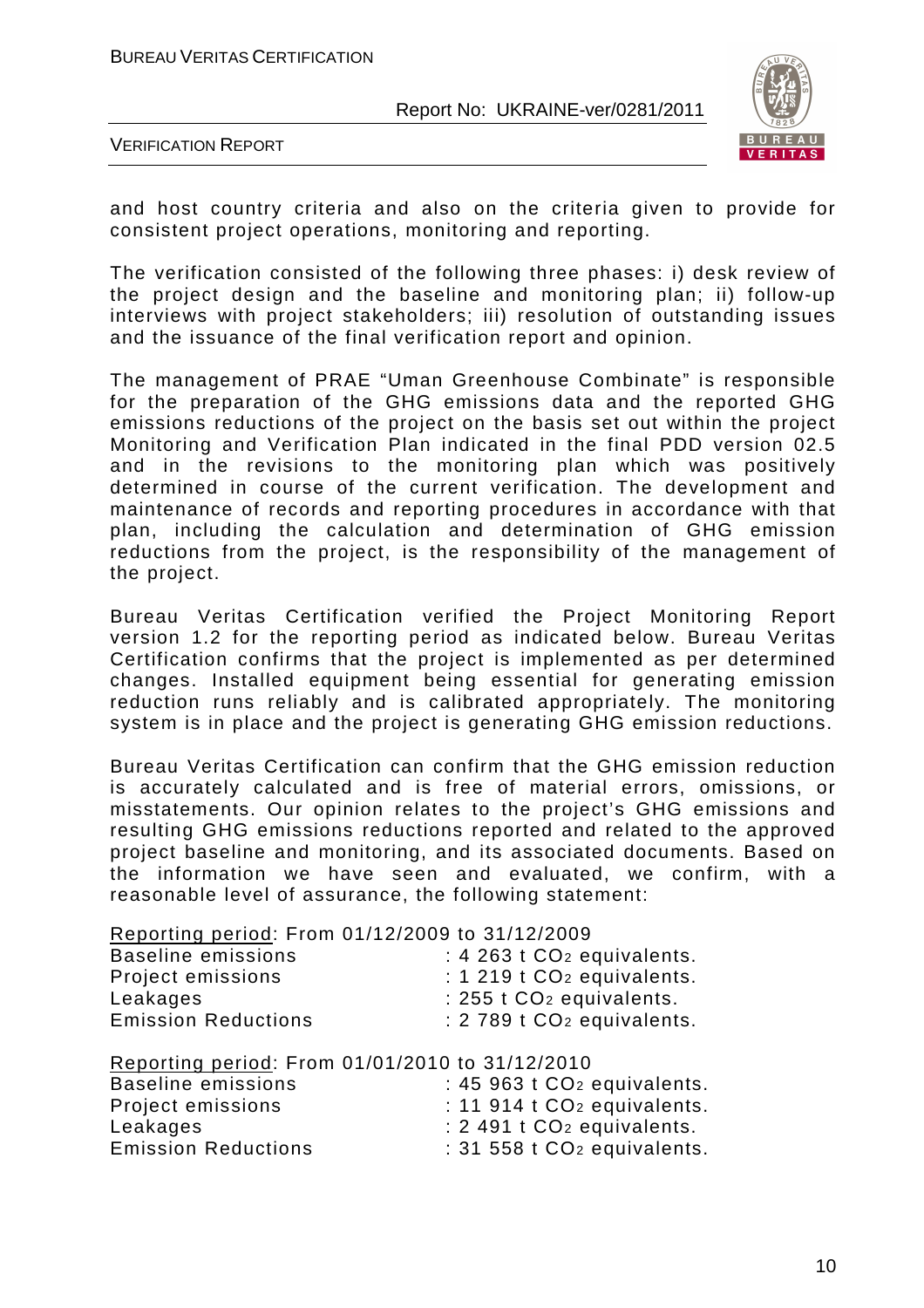and host country criteria and also on the criteria given to provide for consistent project operations, monitoring and reporting.

The verification consisted of the following three phases: i) desk review of the project design and the baseline and monitoring plan; ii) follow-up interviews with project stakeholders; iii) resolution of outstanding issues and the issuance of the final verification report and opinion.

The management of PRAE "Uman Greenhouse Combinate" is responsible for the preparation of the GHG emissions data and the reported GHG emissions reductions of the project on the basis set out within the project Monitoring and Verification Plan indicated in the final PDD version 02.5 and in the revisions to the monitoring plan which was positively determined in course of the current verification. The development and maintenance of records and reporting procedures in accordance with that plan, including the calculation and determination of GHG emission reductions from the project, is the responsibility of the management of the project.

Bureau Veritas Certification verified the Project Monitoring Report version 1.2 for the reporting period as indicated below. Bureau Veritas Certification confirms that the project is implemented as per determined changes. Installed equipment being essential for generating emission reduction runs reliably and is calibrated appropriately. The monitoring system is in place and the project is generating GHG emission reductions.

Bureau Veritas Certification can confirm that the GHG emission reduction is accurately calculated and is free of material errors, omissions, or misstatements. Our opinion relates to the project's GHG emissions and resulting GHG emissions reductions reported and related to the approved project baseline and monitoring, and its associated documents. Based on the information we have seen and evaluated, we confirm, with a reasonable level of assurance, the following statement:

Reporting period: From 01/12/2009 to 31/12/2009
Baseline emissions : 4 263 t $CO_2$ equivalents.
Project emissions : 1 219 t $CO_2$ equivalents.
Leakages : 255 t $CO_2$ equivalents.
Emission Reductions : 2 789 t $CO_2$ equivalents.

Reporting period: From 01/01/2010 to 31/12/2010
Baseline emissions : 45 963 t $CO_2$ equivalents.
Project emissions : 11 914 t $CO_2$ equivalents.
Leakages : 2 491 t $CO_2$ equivalents.
Emission Reductions : 31 558 t $CO_2$ equivalents.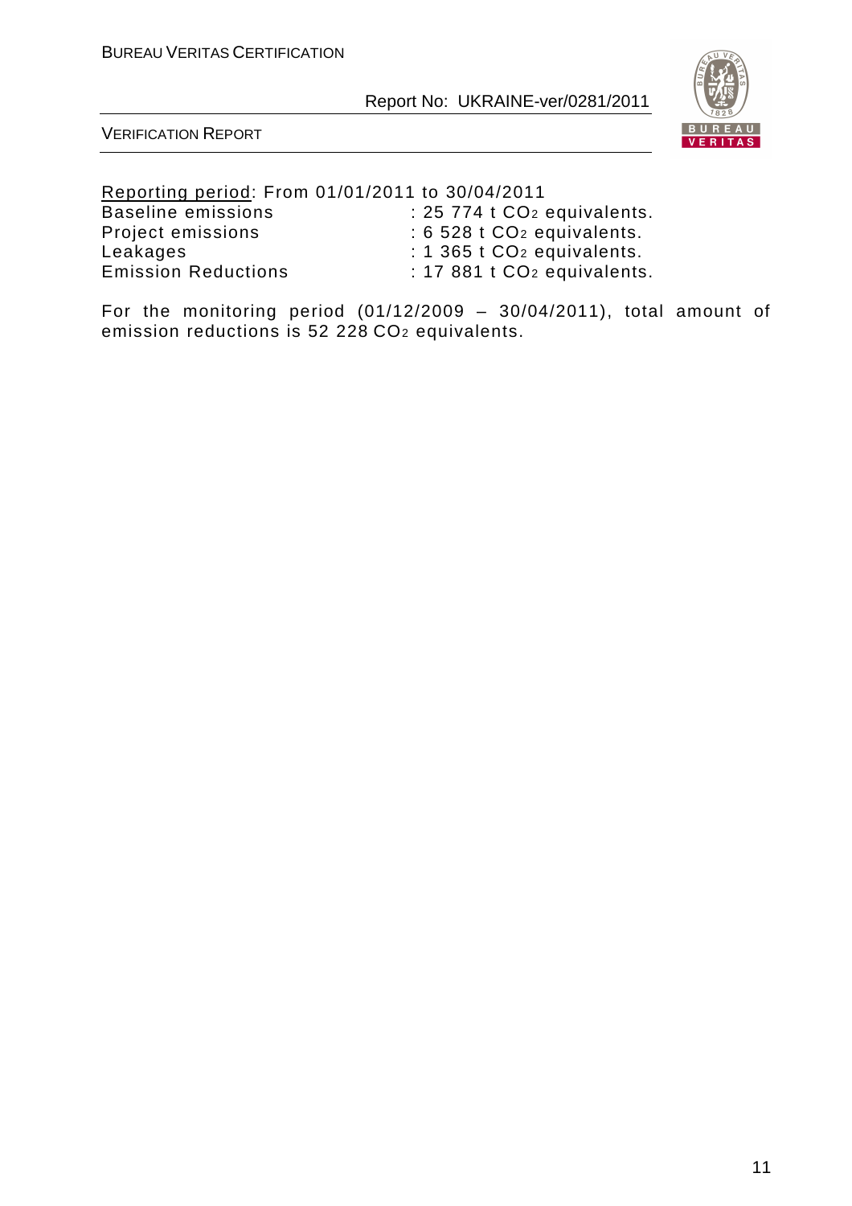Reporting period: From 01/01/2011 to 30/04/2011

Baseline emissions : 25 774 t $CO_2$ equivalents.
Project emissions : 6 528 t $CO_2$ equivalents.
Leakages : 1 365 t $CO_2$ equivalents.
Emission Reductions : 17 881 t $CO_2$ equivalents.

For the monitoring period (01/12/2009 – 30/04/2011), total amount of emission reductions is 52 228 $CO_2$ equivalents.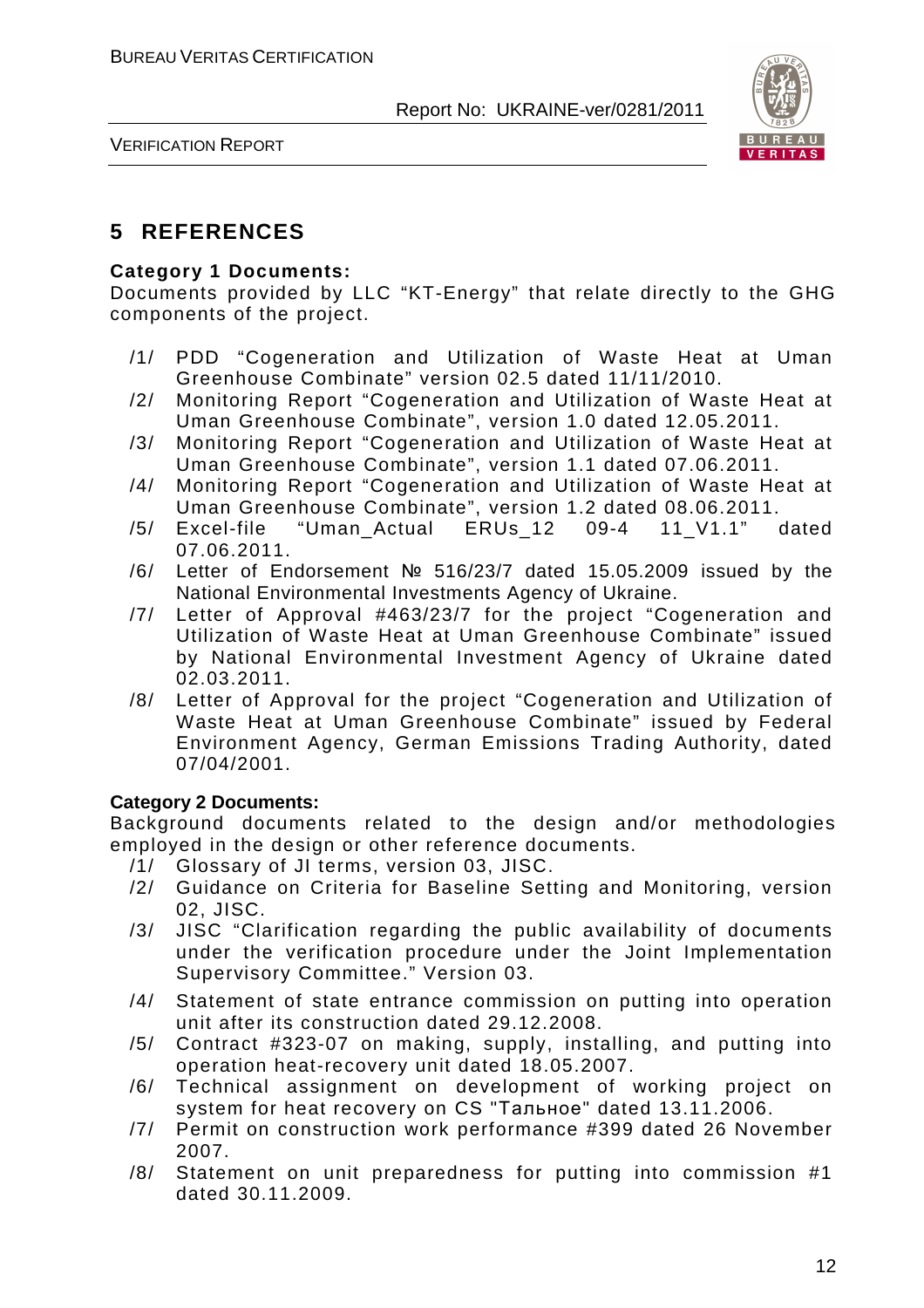# 5 REFERENCES

**Category 1 Documents:**

Documents provided by LLC “KT-Energy” that relate directly to the GHG components of the project.

/1/ PDD “Cogeneration and Utilization of Waste Heat at Uman Greenhouse Combinate” version 02.5 dated 11/11/2010.

/2/ Monitoring Report “Cogeneration and Utilization of Waste Heat at Uman Greenhouse Combinate”, version 1.0 dated 12.05.2011.

/3/ Monitoring Report “Cogeneration and Utilization of Waste Heat at Uman Greenhouse Combinate”, version 1.1 dated 07.06.2011.

/4/ Monitoring Report “Cogeneration and Utilization of Waste Heat at Uman Greenhouse Combinate”, version 1.2 dated 08.06.2011.

/5/ Excel-file “Uman_Actual ERUs_12 09-4 11_V1.1” dated 07.06.2011.

/6/ Letter of Endorsement № 516/23/7 dated 15.05.2009 issued by the National Environmental Investments Agency of Ukraine.

/7/ Letter of Approval #463/23/7 for the project “Cogeneration and Utilization of Waste Heat at Uman Greenhouse Combinate” issued by National Environmental Investment Agency of Ukraine dated 02.03.2011.

/8/ Letter of Approval for the project “Cogeneration and Utilization of Waste Heat at Uman Greenhouse Combinate” issued by Federal Environment Agency, German Emissions Trading Authority, dated 07/04/2001.

**Category 2 Documents:**

Background documents related to the design and/or methodologies employed in the design or other reference documents.

/1/ Glossary of JI terms, version 03, JISC.

/2/ Guidance on Criteria for Baseline Setting and Monitoring, version 02, JISC.

/3/ JISC “Clarification regarding the public availability of documents under the verification procedure under the Joint Implementation Supervisory Committee.” Version 03.

/4/ Statement of state entrance commission on putting into operation unit after its construction dated 29.12.2008.

/5/ Contract #323-07 on making, supply, installing, and putting into operation heat-recovery unit dated 18.05.2007.

/6/ Technical assignment on development of working project on system for heat recovery on CS "Тальное" dated 13.11.2006.

/7/ Permit on construction work performance #399 dated 26 November 2007.

/8/ Statement on unit preparedness for putting into commission #1 dated 30.11.2009.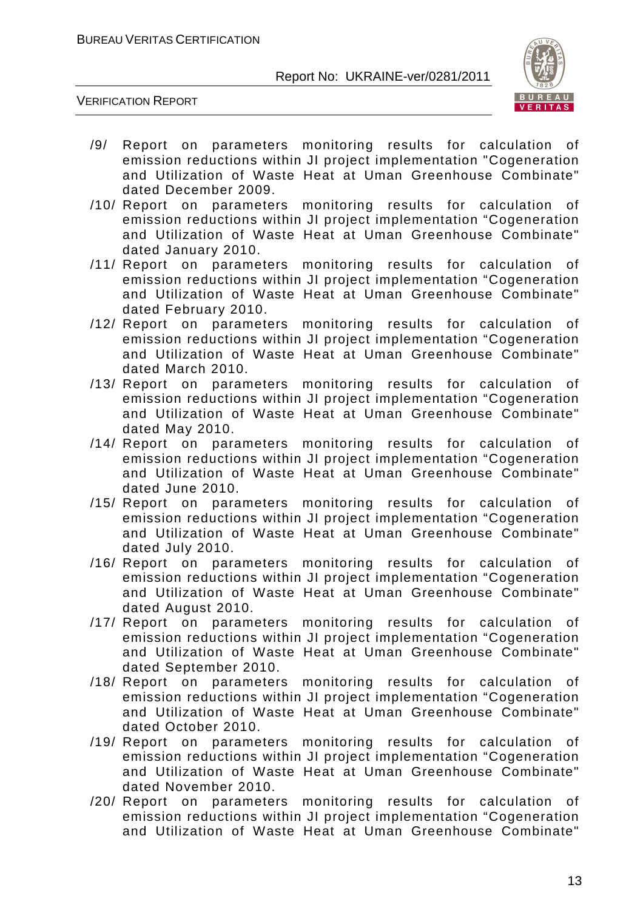/9/ Report on parameters monitoring results for calculation of emission reductions within JI project implementation "Cogeneration and Utilization of Waste Heat at Uman Greenhouse Combinate" dated December 2009.

/10/ Report on parameters monitoring results for calculation of emission reductions within JI project implementation "Cogeneration and Utilization of Waste Heat at Uman Greenhouse Combinate" dated January 2010.

/11/ Report on parameters monitoring results for calculation of emission reductions within JI project implementation "Cogeneration and Utilization of Waste Heat at Uman Greenhouse Combinate" dated February 2010.

/12/ Report on parameters monitoring results for calculation of emission reductions within JI project implementation "Cogeneration and Utilization of Waste Heat at Uman Greenhouse Combinate" dated March 2010.

/13/ Report on parameters monitoring results for calculation of emission reductions within JI project implementation "Cogeneration and Utilization of Waste Heat at Uman Greenhouse Combinate" dated May 2010.

/14/ Report on parameters monitoring results for calculation of emission reductions within JI project implementation "Cogeneration and Utilization of Waste Heat at Uman Greenhouse Combinate" dated June 2010.

/15/ Report on parameters monitoring results for calculation of emission reductions within JI project implementation "Cogeneration and Utilization of Waste Heat at Uman Greenhouse Combinate" dated July 2010.

/16/ Report on parameters monitoring results for calculation of emission reductions within JI project implementation "Cogeneration and Utilization of Waste Heat at Uman Greenhouse Combinate" dated August 2010.

/17/ Report on parameters monitoring results for calculation of emission reductions within JI project implementation "Cogeneration and Utilization of Waste Heat at Uman Greenhouse Combinate" dated September 2010.

/18/ Report on parameters monitoring results for calculation of emission reductions within JI project implementation "Cogeneration and Utilization of Waste Heat at Uman Greenhouse Combinate" dated October 2010.

/19/ Report on parameters monitoring results for calculation of emission reductions within JI project implementation "Cogeneration and Utilization of Waste Heat at Uman Greenhouse Combinate" dated November 2010.

/20/ Report on parameters monitoring results for calculation of emission reductions within JI project implementation "Cogeneration and Utilization of Waste Heat at Uman Greenhouse Combinate"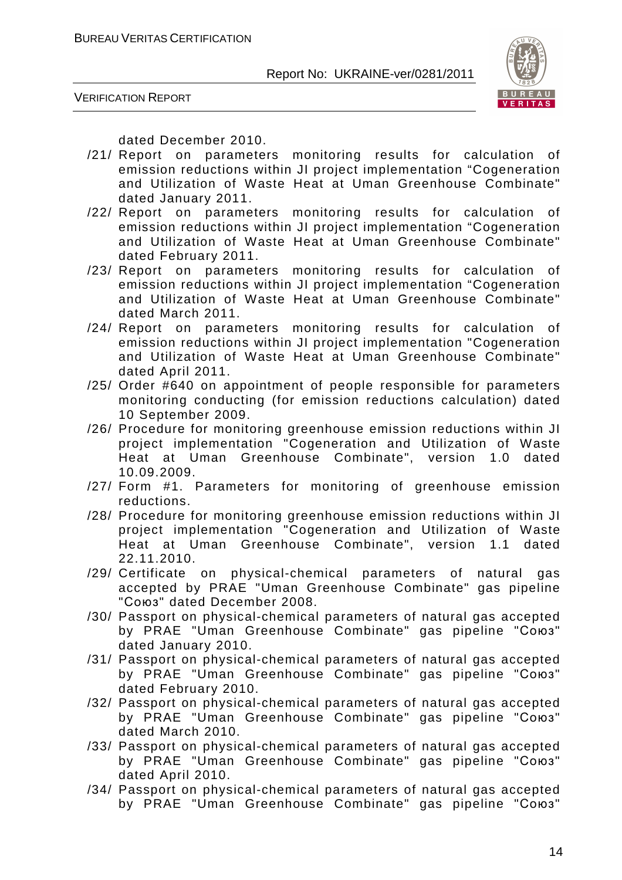dated December 2010.

/21/ Report on parameters monitoring results for calculation of emission reductions within JI project implementation "Cogeneration and Utilization of Waste Heat at Uman Greenhouse Combinate" dated January 2011.

/22/ Report on parameters monitoring results for calculation of emission reductions within JI project implementation "Cogeneration and Utilization of Waste Heat at Uman Greenhouse Combinate" dated February 2011.

/23/ Report on parameters monitoring results for calculation of emission reductions within JI project implementation "Cogeneration and Utilization of Waste Heat at Uman Greenhouse Combinate" dated March 2011.

/24/ Report on parameters monitoring results for calculation of emission reductions within JI project implementation "Cogeneration and Utilization of Waste Heat at Uman Greenhouse Combinate" dated April 2011.

/25/ Order #640 on appointment of people responsible for parameters monitoring conducting (for emission reductions calculation) dated 10 September 2009.

/26/ Procedure for monitoring greenhouse emission reductions within JI project implementation "Cogeneration and Utilization of Waste Heat at Uman Greenhouse Combinate", version 1.0 dated 10.09.2009.

/27/ Form #1. Parameters for monitoring of greenhouse emission reductions.

/28/ Procedure for monitoring greenhouse emission reductions within JI project implementation "Cogeneration and Utilization of Waste Heat at Uman Greenhouse Combinate", version 1.1 dated 22.11.2010.

/29/ Certificate on physical-chemical parameters of natural gas accepted by PRAE "Uman Greenhouse Combinate" gas pipeline "Союз" dated December 2008.

/30/ Passport on physical-chemical parameters of natural gas accepted by PRAE "Uman Greenhouse Combinate" gas pipeline "Союз" dated January 2010.

/31/ Passport on physical-chemical parameters of natural gas accepted by PRAE "Uman Greenhouse Combinate" gas pipeline "Союз" dated February 2010.

/32/ Passport on physical-chemical parameters of natural gas accepted by PRAE "Uman Greenhouse Combinate" gas pipeline "Союз" dated March 2010.

/33/ Passport on physical-chemical parameters of natural gas accepted by PRAE "Uman Greenhouse Combinate" gas pipeline "Союз" dated April 2010.

/34/ Passport on physical-chemical parameters of natural gas accepted by PRAE "Uman Greenhouse Combinate" gas pipeline "Союз"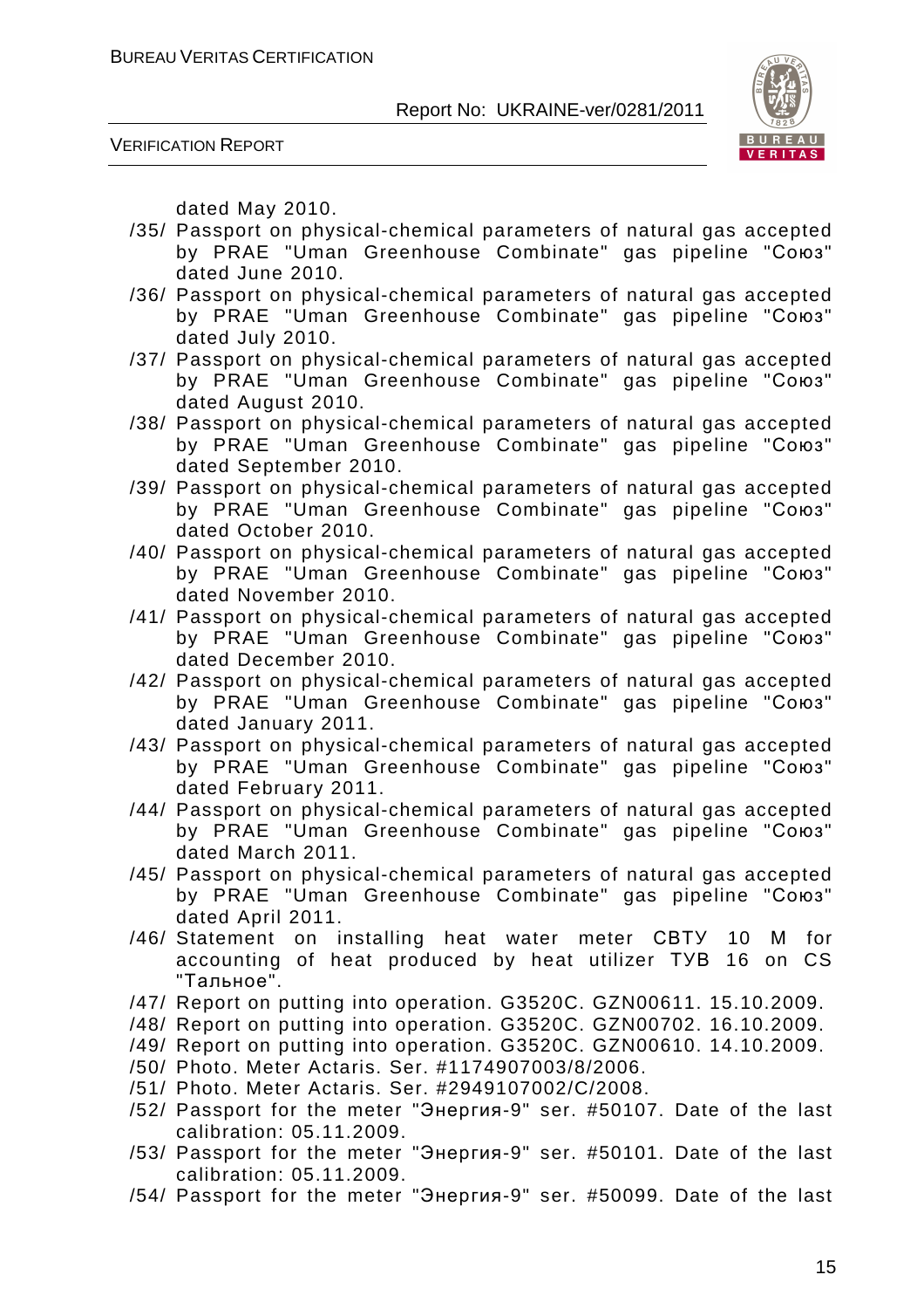dated May 2010.

/35/ Passport on physical-chemical parameters of natural gas accepted by PRAE "Uman Greenhouse Combinate" gas pipeline "Союз" dated June 2010.

/36/ Passport on physical-chemical parameters of natural gas accepted by PRAE "Uman Greenhouse Combinate" gas pipeline "Союз" dated July 2010.

/37/ Passport on physical-chemical parameters of natural gas accepted by PRAE "Uman Greenhouse Combinate" gas pipeline "Союз" dated August 2010.

/38/ Passport on physical-chemical parameters of natural gas accepted by PRAE "Uman Greenhouse Combinate" gas pipeline "Союз" dated September 2010.

/39/ Passport on physical-chemical parameters of natural gas accepted by PRAE "Uman Greenhouse Combinate" gas pipeline "Союз" dated October 2010.

/40/ Passport on physical-chemical parameters of natural gas accepted by PRAE "Uman Greenhouse Combinate" gas pipeline "Союз" dated November 2010.

/41/ Passport on physical-chemical parameters of natural gas accepted by PRAE "Uman Greenhouse Combinate" gas pipeline "Союз" dated December 2010.

/42/ Passport on physical-chemical parameters of natural gas accepted by PRAE "Uman Greenhouse Combinate" gas pipeline "Союз" dated January 2011.

/43/ Passport on physical-chemical parameters of natural gas accepted by PRAE "Uman Greenhouse Combinate" gas pipeline "Союз" dated February 2011.

/44/ Passport on physical-chemical parameters of natural gas accepted by PRAE "Uman Greenhouse Combinate" gas pipeline "Союз" dated March 2011.

/45/ Passport on physical-chemical parameters of natural gas accepted by PRAE "Uman Greenhouse Combinate" gas pipeline "Союз" dated April 2011.

/46/ Statement on installing heat water meter СВТУ 10 М for accounting of heat produced by heat utilizer ТУВ 16 on CS "Тальное".

/47/ Report on putting into operation. G3520C. GZN00611. 15.10.2009.

/48/ Report on putting into operation. G3520C. GZN00702. 16.10.2009.

/49/ Report on putting into operation. G3520C. GZN00610. 14.10.2009.

/50/ Photo. Meter Actaris. Ser. #1174907003/8/2006.

/51/ Photo. Meter Actaris. Ser. #2949107002/C/2008.

/52/ Passport for the meter "Энергия-9" ser. #50107. Date of the last calibration: 05.11.2009.

/53/ Passport for the meter "Энергия-9" ser. #50101. Date of the last calibration: 05.11.2009.

/54/ Passport for the meter "Энергия-9" ser. #50099. Date of the last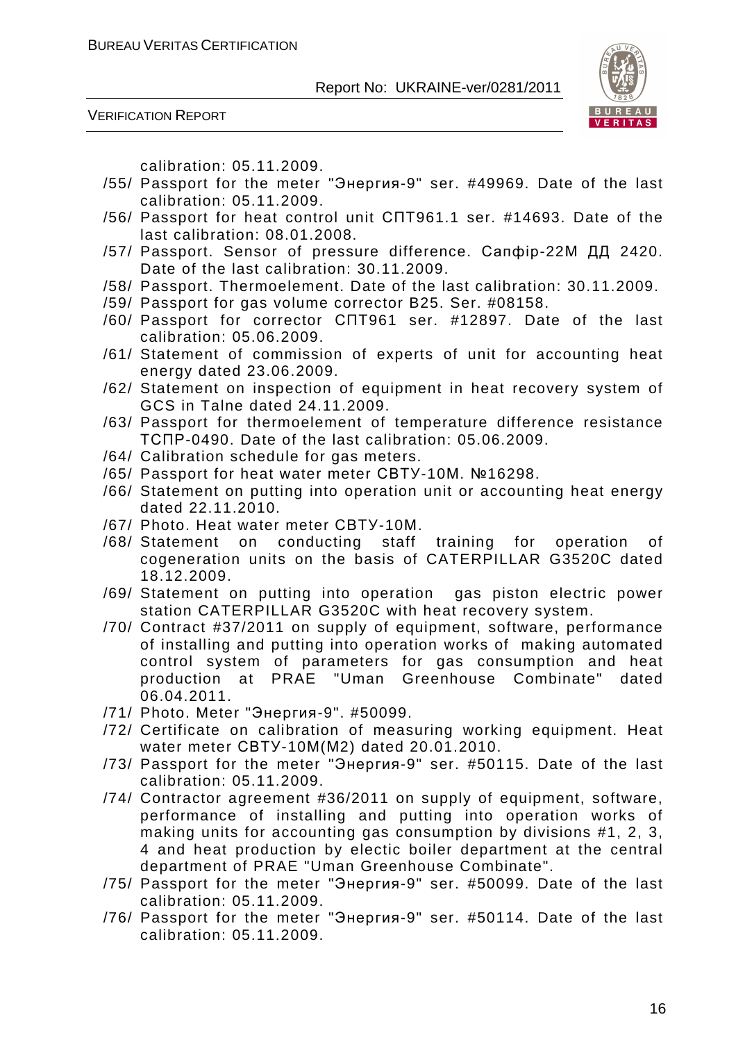calibration: 05.11.2009.

/55/ Passport for the meter "Энергия-9" ser. #49969. Date of the last calibration: 05.11.2009.

/56/ Passport for heat control unit СПТ961.1 ser. #14693. Date of the last calibration: 08.01.2008.

/57/ Passport. Sensor of pressure difference. Сапфір-22М ДД 2420. Date of the last calibration: 30.11.2009.

/58/ Passport. Thermoelement. Date of the last calibration: 30.11.2009.

/59/ Passport for gas volume corrector B25. Ser. #08158.

/60/ Passport for corrector СПТ961 ser. #12897. Date of the last calibration: 05.06.2009.

/61/ Statement of commission of experts of unit for accounting heat energy dated 23.06.2009.

/62/ Statement on inspection of equipment in heat recovery system of GCS in Talne dated 24.11.2009.

/63/ Passport for thermoelement of temperature difference resistance ТСПР-0490. Date of the last calibration: 05.06.2009.

/64/ Calibration schedule for gas meters.

/65/ Passport for heat water meter СВТУ-10М. №16298.

/66/ Statement on putting into operation unit or accounting heat energy dated 22.11.2010.

/67/ Photo. Heat water meter СВТУ-10М.

/68/ Statement on conducting staff training for operation of cogeneration units on the basis of CATERPILLAR G3520C dated 18.12.2009.

/69/ Statement on putting into operation gas piston electric power station CATERPILLAR G3520C with heat recovery system.

/70/ Contract #37/2011 on supply of equipment, software, performance of installing and putting into operation works of making automated control system of parameters for gas consumption and heat production at PRAE "Uman Greenhouse Combinate" dated 06.04.2011.

/71/ Photo. Meter "Энергия-9". #50099.

/72/ Certificate on calibration of measuring working equipment. Heat water meter СВТУ-10М(М2) dated 20.01.2010.

/73/ Passport for the meter "Энергия-9" ser. #50115. Date of the last calibration: 05.11.2009.

/74/ Contractor agreement #36/2011 on supply of equipment, software, performance of installing and putting into operation works of making units for accounting gas consumption by divisions #1, 2, 3, 4 and heat production by electic boiler department at the central department of PRAE "Uman Greenhouse Combinate".

/75/ Passport for the meter "Энергия-9" ser. #50099. Date of the last calibration: 05.11.2009.

/76/ Passport for the meter "Энергия-9" ser. #50114. Date of the last calibration: 05.11.2009.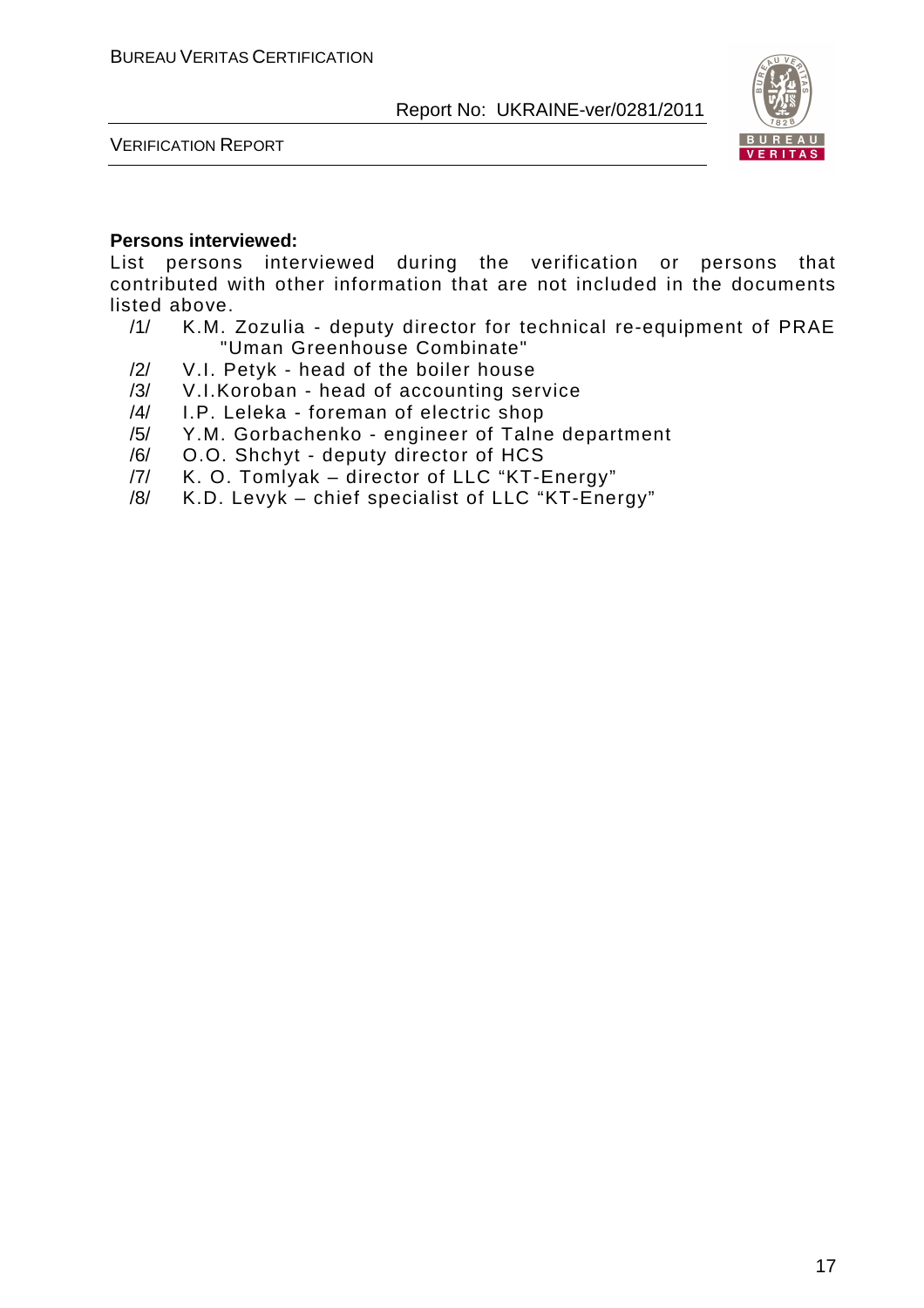**Persons interviewed:**

List persons interviewed during the verification or persons that contributed with other information that are not included in the documents listed above.

/1/ K.M. Zozulia - deputy director for technical re-equipment of PRAE "Uman Greenhouse Combinate"

/2/ V.I. Petyk - head of the boiler house

/3/ V.I.Koroban - head of accounting service

/4/ I.P. Leleka - foreman of electric shop

/5/ Y.M. Gorbachenko - engineer of Talne department

/6/ O.O. Shchyt - deputy director of HCS

/7/ K. O. Tomlyak – director of LLC "KT-Energy"

/8/ K.D. Levyk – chief specialist of LLC "KT-Energy"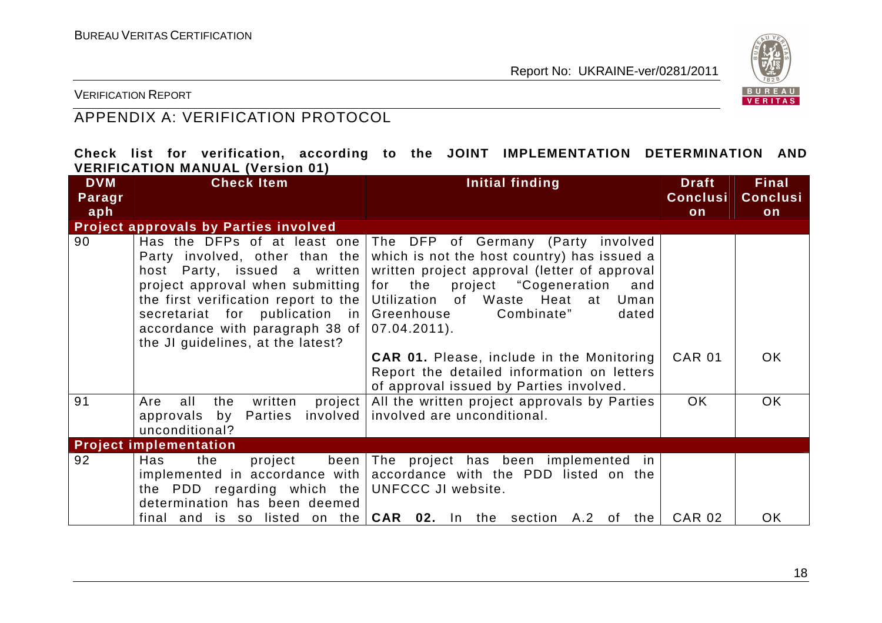## APPENDIX A: VERIFICATION PROTOCOL

**Check list for verification, according to the JOINT IMPLEMENTATION DETERMINATION AND VERIFICATION MANUAL (Version 01)**

| DVM Paragraph | Check Item | Initial finding | Draft Conclusion | Final Conclusion |
|---|---|---|---|---|
| **Project approvals by Parties involved** | | | | |
| 90 | Has the DFPs of at least one Party involved, other than the host Party, issued a written project approval when submitting the first verification report to the secretariat for publication in accordance with paragraph 38 of the JI guidelines, at the latest? | The DFP of Germany (Party involved which is not the host country) has issued a written project approval (letter of approval for the project "Cogeneration and Utilization of Waste Heat at Uman Greenhouse Combinate" dated 07.04.2011). | | |
| | | **CAR 01.** Please, include in the Monitoring Report the detailed information on letters of approval issued by Parties involved. | CAR 01 | OK |
| 91 | Are all the written project approvals by Parties involved unconditional? | All the written project approvals by Parties involved are unconditional. | OK | OK |
| **Project implementation** | | | | |
| 92 | Has the project been implemented in accordance with the PDD regarding which the determination has been deemed final and is so listed on the | The project has been implemented in accordance with the PDD listed on the UNFCCC JI website. | | |
| | | **CAR 02.** In the section A.2 of the | CAR 02 | OK |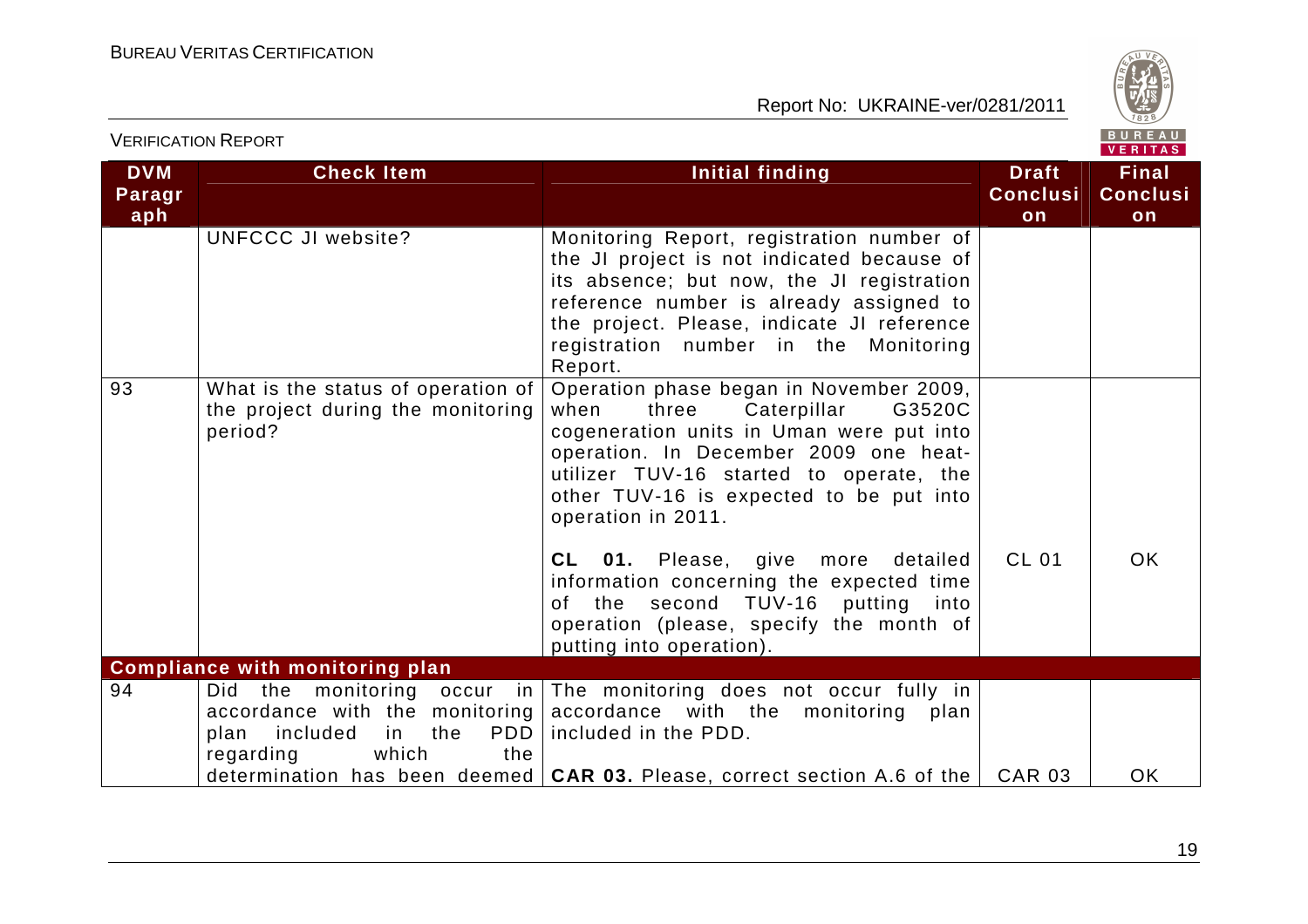| DVM Paragraph | Check Item | Initial finding | Draft Conclusion | Final Conclusion |
|---|---|---|---|---|
| | UNFCCC JI website? | Monitoring Report, registration number of the JI project is not indicated because of its absence; but now, the JI registration reference number is already assigned to the project. Please, indicate JI reference registration number in the Monitoring Report. | | |
| 93 | What is the status of operation of the project during the monitoring period? | Operation phase began in November 2009, when three Caterpillar G3520C cogeneration units in Uman were put into operation. In December 2009 one heat-utilizer TUV-16 started to operate, the other TUV-16 is expected to be put into operation in 2011.<br><br>**CL 01.** Please, give more detailed information concerning the expected time of the second TUV-16 putting into operation (please, specify the month of putting into operation). | CL 01 | OK |
| **Compliance with monitoring plan** | | | | |
| 94 | Did the monitoring occur in accordance with the monitoring plan included in the PDD regarding which the determination has been deemed | The monitoring does not occur fully in accordance with the monitoring plan included in the PDD.<br><br>**CAR 03.** Please, correct section A.6 of the | CAR 03 | OK |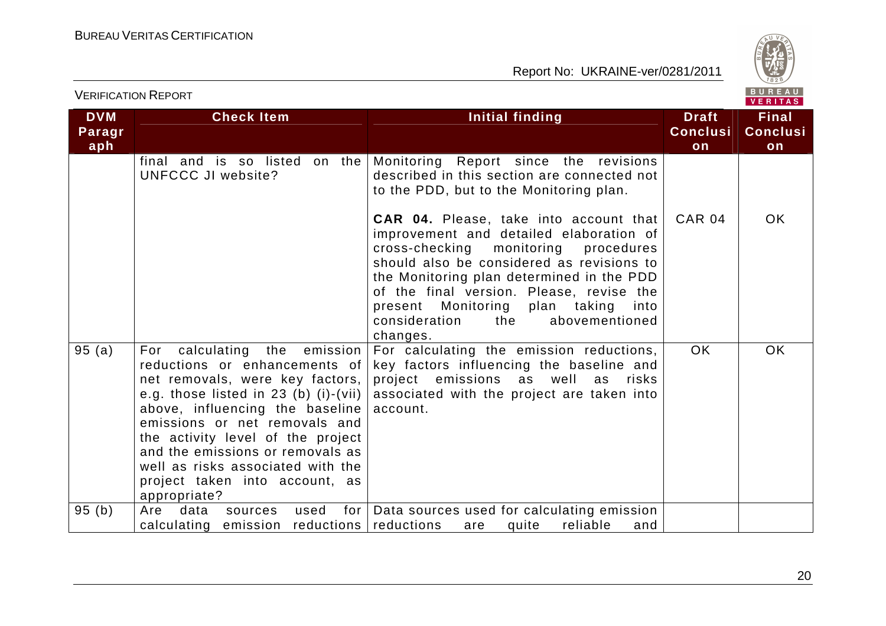| DVM Paragraph | Check Item | Initial finding | Draft Conclusion | Final Conclusion |
|---|---|---|---|---|
| | final and is so listed on the UNFCCC JI website? | Monitoring Report since the revisions described in this section are connected not to the PDD, but to the Monitoring plan.<br><br>**CAR 04.** Please, take into account that improvement and detailed elaboration of cross-checking monitoring procedures should also be considered as revisions to the Monitoring plan determined in the PDD of the final version. Please, revise the present Monitoring plan taking into consideration the abovementioned changes. | CAR 04 | OK |
| 95 (a) | For calculating the emission reductions or enhancements of net removals, were key factors, e.g. those listed in 23 (b) (i)-(vii) above, influencing the baseline emissions or net removals and the activity level of the project and the emissions or removals as well as risks associated with the project taken into account, as appropriate? | For calculating the emission reductions, key factors influencing the baseline and project emissions as well as risks associated with the project are taken into account. | OK | OK |
| 95 (b) | Are data sources used for calculating emission reductions | Data sources used for calculating emission reductions are quite reliable and | | |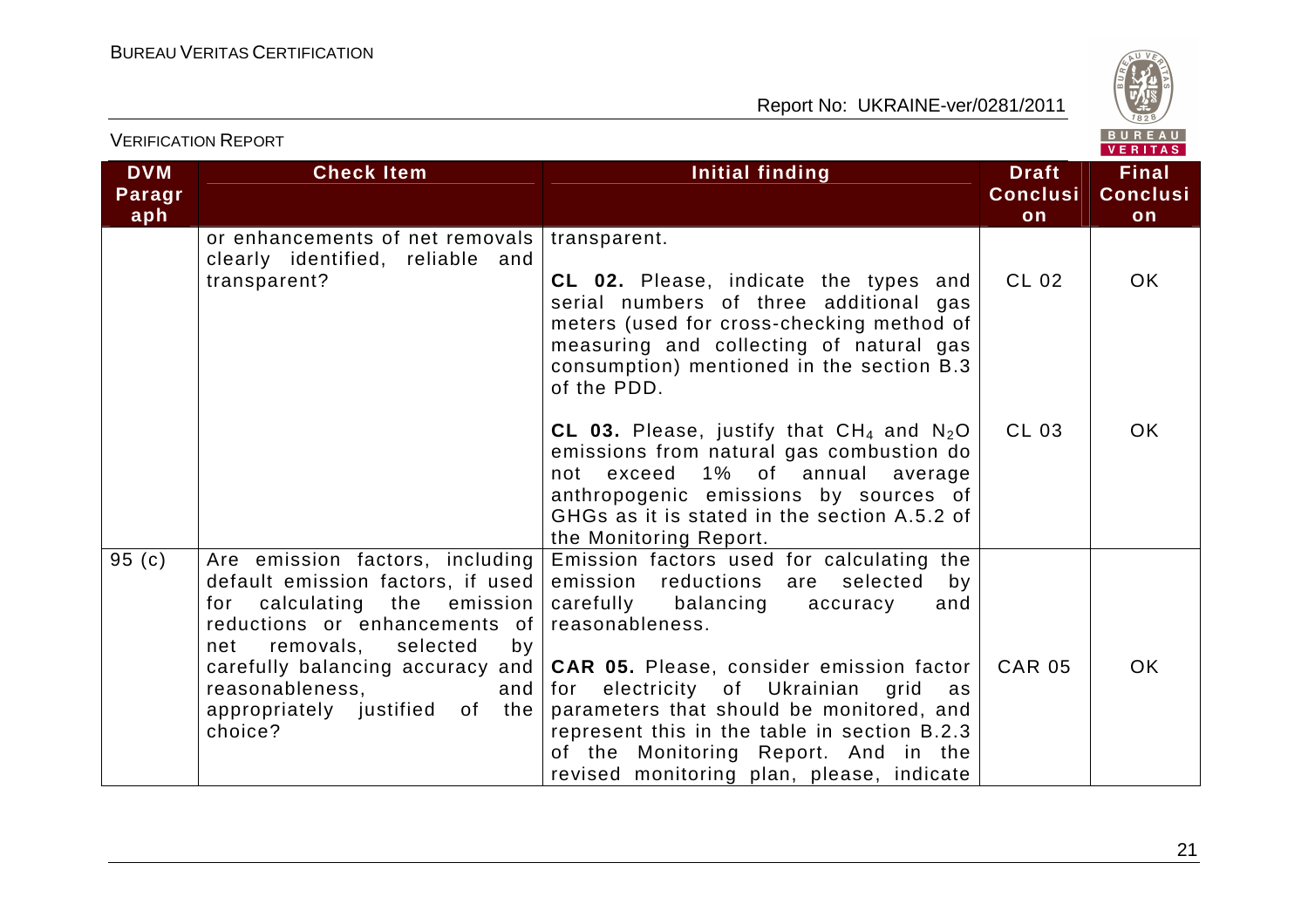| DVM Paragraph | Check Item | Initial finding | Draft Conclusion | Final Conclusion |
|---|---|---|---|---|
| | or enhancements of net removals clearly identified, reliable and transparent? | transparent.<br><br>**CL 02.** Please, indicate the types and serial numbers of three additional gas meters (used for cross-checking method of measuring and collecting of natural gas consumption) mentioned in the section B.3 of the PDD.<br><br>**CL 03.** Please, justify that $CH_4$ and $N_2O$ emissions from natural gas combustion do not exceed 1% of annual average anthropogenic emissions by sources of GHGs as it is stated in the section A.5.2 of the Monitoring Report. | <br><br>CL 02<br><br><br><br><br>CL 03 | <br><br>OK<br><br><br><br><br>OK |
| 95 (c) | Are emission factors, including default emission factors, if used for calculating the emission reductions or enhancements of net removals, selected by carefully balancing accuracy and reasonableness, and appropriately justified of the choice? | Emission factors used for calculating the emission reductions are selected by carefully balancing accuracy and reasonableness.<br><br>**CAR 05.** Please, consider emission factor for electricity of Ukrainian grid as parameters that should be monitored, and represent this in the table in section B.2.3 of the Monitoring Report. And in the revised monitoring plan, please, indicate | <br><br><br><br>CAR 05 | <br><br><br><br>OK |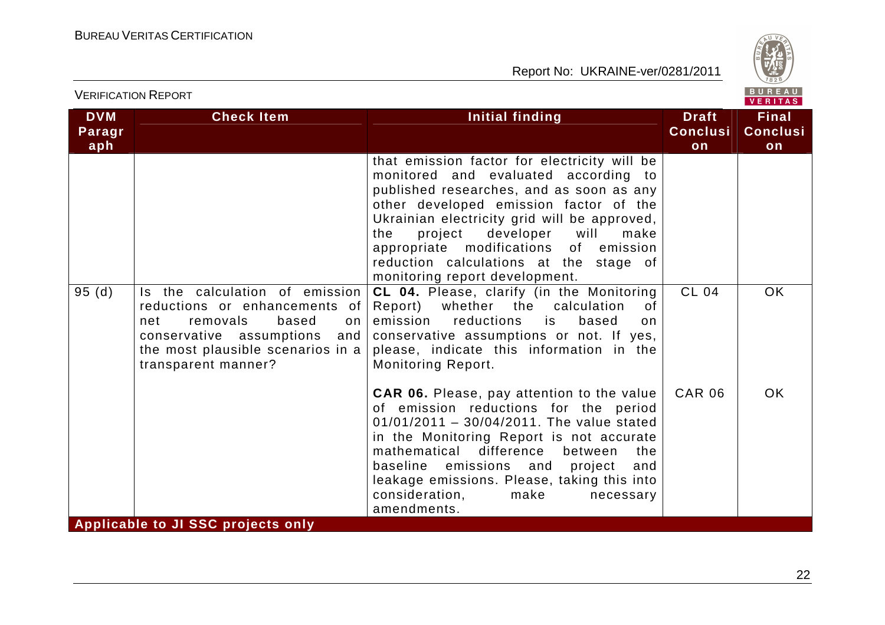| DVM Paragraph | Check Item | Initial finding | Draft Conclusion | Final Conclusion |
|---|---|---|---|---|
| | | that emission factor for electricity will be monitored and evaluated according to published researches, and as soon as any other developed emission factor of the Ukrainian electricity grid will be approved, the project developer will make appropriate modifications of emission reduction calculations at the stage of monitoring report development. | | |
| 95 (d) | Is the calculation of emission reductions or enhancements of net removals based on conservative assumptions and the most plausible scenarios in a transparent manner? | **CL 04.** Please, clarify (in the Monitoring Report) whether the calculation of emission reductions is based on conservative assumptions or not. If yes, please, indicate this information in the Monitoring Report. | CL 04 | OK |
| | | **CAR 06.** Please, pay attention to the value of emission reductions for the period 01/01/2011 – 30/04/2011. The value stated in the Monitoring Report is not accurate mathematical difference between the baseline emissions and project and leakage emissions. Please, taking this into consideration, make necessary amendments. | CAR 06 | OK |
| **Applicable to JI SSC projects only** | | | | |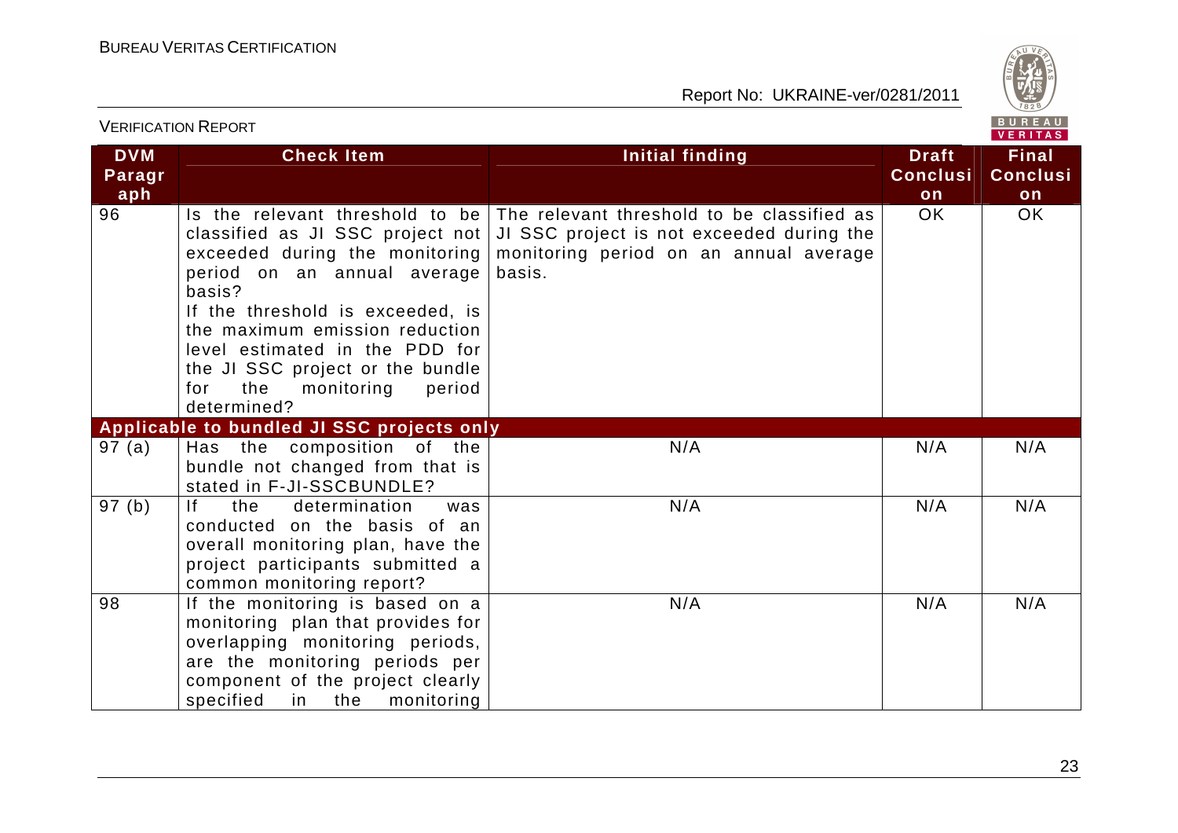| DVM Paragraph | Check Item | Initial finding | Draft Conclusion | Final Conclusion |
|---|---|---|---|---|
| 96 | Is the relevant threshold to be classified as JI SSC project not exceeded during the monitoring period on an annual average basis? If the threshold is exceeded, is the maximum emission reduction level estimated in the PDD for the JI SSC project or the bundle for the monitoring period determined? | The relevant threshold to be classified as JI SSC project is not exceeded during the monitoring period on an annual average basis. | OK | OK |
| **Applicable to bundled JI SSC projects only** | | | | |
| 97 (a) | Has the composition of the bundle not changed from that is stated in F-JI-SSCBUNDLE? | N/A | N/A | N/A |
| 97 (b) | If the determination was conducted on the basis of an overall monitoring plan, have the project participants submitted a common monitoring report? | N/A | N/A | N/A |
| 98 | If the monitoring is based on a monitoring plan that provides for overlapping monitoring periods, are the monitoring periods per component of the project clearly specified in the monitoring | N/A | N/A | N/A |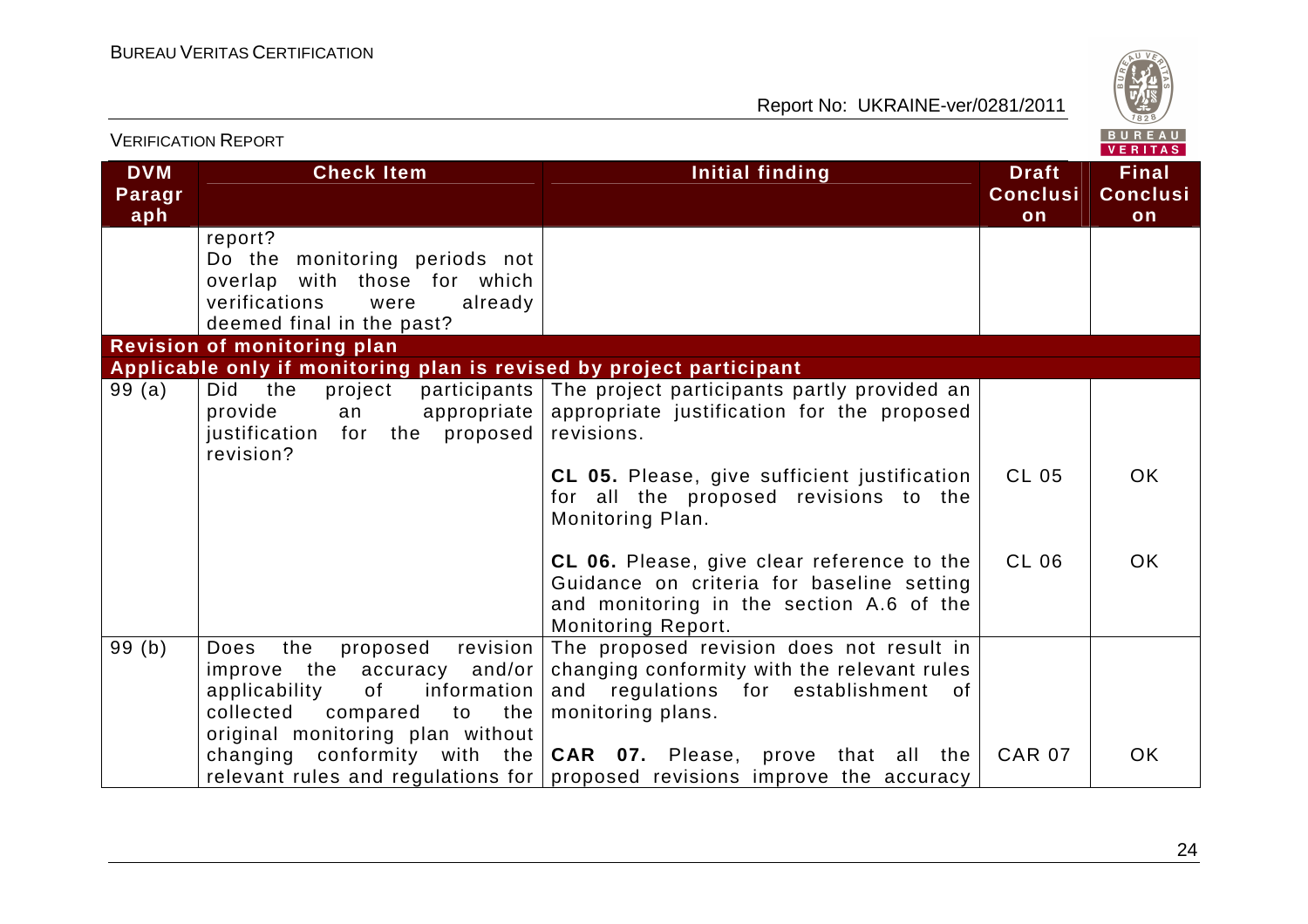| DVM Paragraph | Check Item | Initial finding | Draft Conclusion | Final Conclusion |
|---|---|---|---|---|
| | report? Do the monitoring periods not overlap with those for which verifications were already deemed final in the past? | | | |
| **Revision of monitoring plan** | | | | |
| **Applicable only if monitoring plan is revised by project participant** | | | | |
| 99 (a) | Did the project participants provide an appropriate justification for the proposed revision? | The project participants partly provided an appropriate justification for the proposed revisions. | | |
| | | **CL 05.** Please, give sufficient justification for all the proposed revisions to the Monitoring Plan. | CL 05 | OK |
| | | **CL 06.** Please, give clear reference to the Guidance on criteria for baseline setting and monitoring in the section A.6 of the Monitoring Report. | CL 06 | OK |
| 99 (b) | Does the proposed revision improve the accuracy and/or applicability of information collected compared to the original monitoring plan without changing conformity with the relevant rules and regulations for | The proposed revision does not result in changing conformity with the relevant rules and regulations for establishment of monitoring plans. | | |
| | | **CAR 07.** Please, prove that all the proposed revisions improve the accuracy | CAR 07 | OK |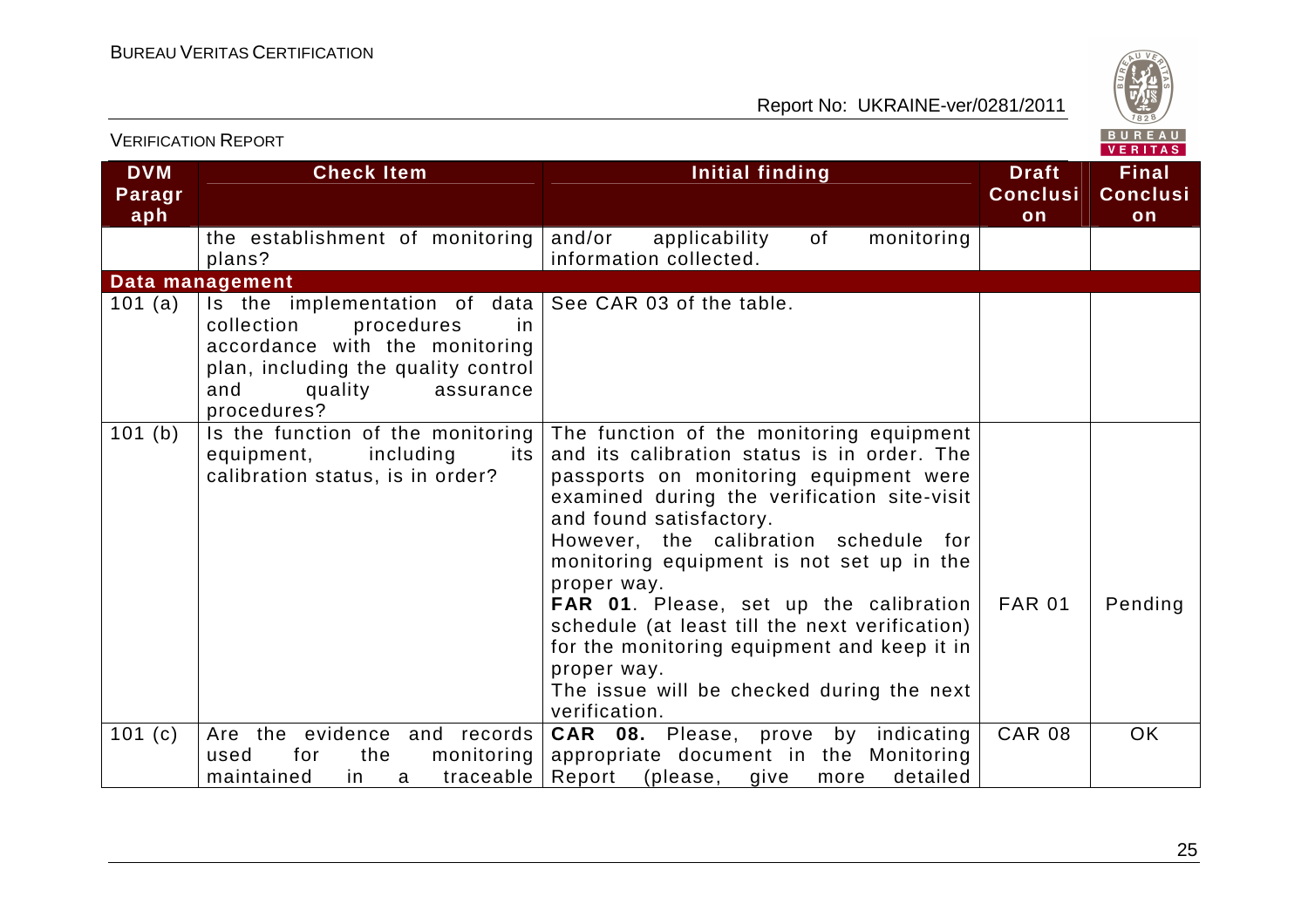| DVM Paragraph | Check Item | Initial finding | Draft Conclusion | Final Conclusion |
|---|---|---|---|---|
| | the establishment of monitoring plans? | and/or applicability of monitoring information collected. | | |
| **Data management** | | | | |
| 101 (a) | Is the implementation of data collection procedures in accordance with the monitoring plan, including the quality control and quality assurance procedures? | See CAR 03 of the table. | | |
| 101 (b) | Is the function of the monitoring equipment, including its calibration status, is in order? | The function of the monitoring equipment and its calibration status is in order. The passports on monitoring equipment were examined during the verification site-visit and found satisfactory.<br>However, the calibration schedule for monitoring equipment is not set up in the proper way.<br>**FAR 01**. Please, set up the calibration schedule (at least till the next verification) for the monitoring equipment and keep it in proper way.<br>The issue will be checked during the next verification. | FAR 01 | Pending |
| 101 (c) | Are the evidence and records used for the monitoring maintained in a traceable | **CAR 08.** Please, prove by indicating appropriate document in the Monitoring Report (please, give more detailed | CAR 08 | OK |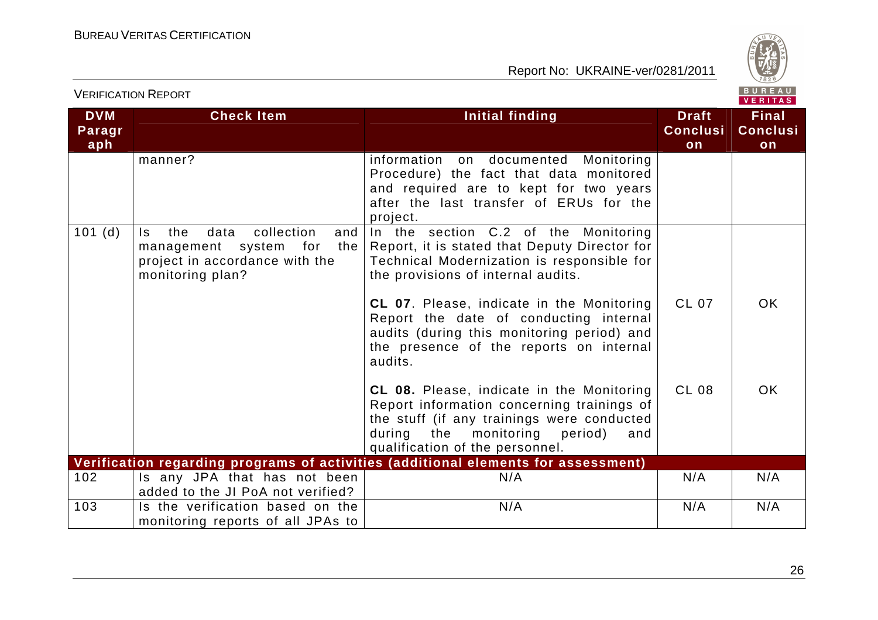| DVM Paragraph | Check Item | Initial finding | Draft Conclusion | Final Conclusion |
|---|---|---|---|---|
| | manner? | information on documented Monitoring Procedure) the fact that data monitored and required are to kept for two years after the last transfer of ERUs for the project. | | |
| 101 (d) | Is the data collection and management system for the project in accordance with the monitoring plan? | In the section C.2 of the Monitoring Report, it is stated that Deputy Director for Technical Modernization is responsible for the provisions of internal audits. | | |
| | | **CL 07**. Please, indicate in the Monitoring Report the date of conducting internal audits (during this monitoring period) and the presence of the reports on internal audits. | CL 07 | OK |
| | | **CL 08.** Please, indicate in the Monitoring Report information concerning trainings of the stuff (if any trainings were conducted during the monitoring period) and qualification of the personnel. | CL 08 | OK |
| **Verification regarding programs of activities (additional elements for assessment)** | | | | |
| 102 | Is any JPA that has not been added to the JI PoA not verified? | N/A | N/A | N/A |
| 103 | Is the verification based on the monitoring reports of all JPAs to | N/A | N/A | N/A |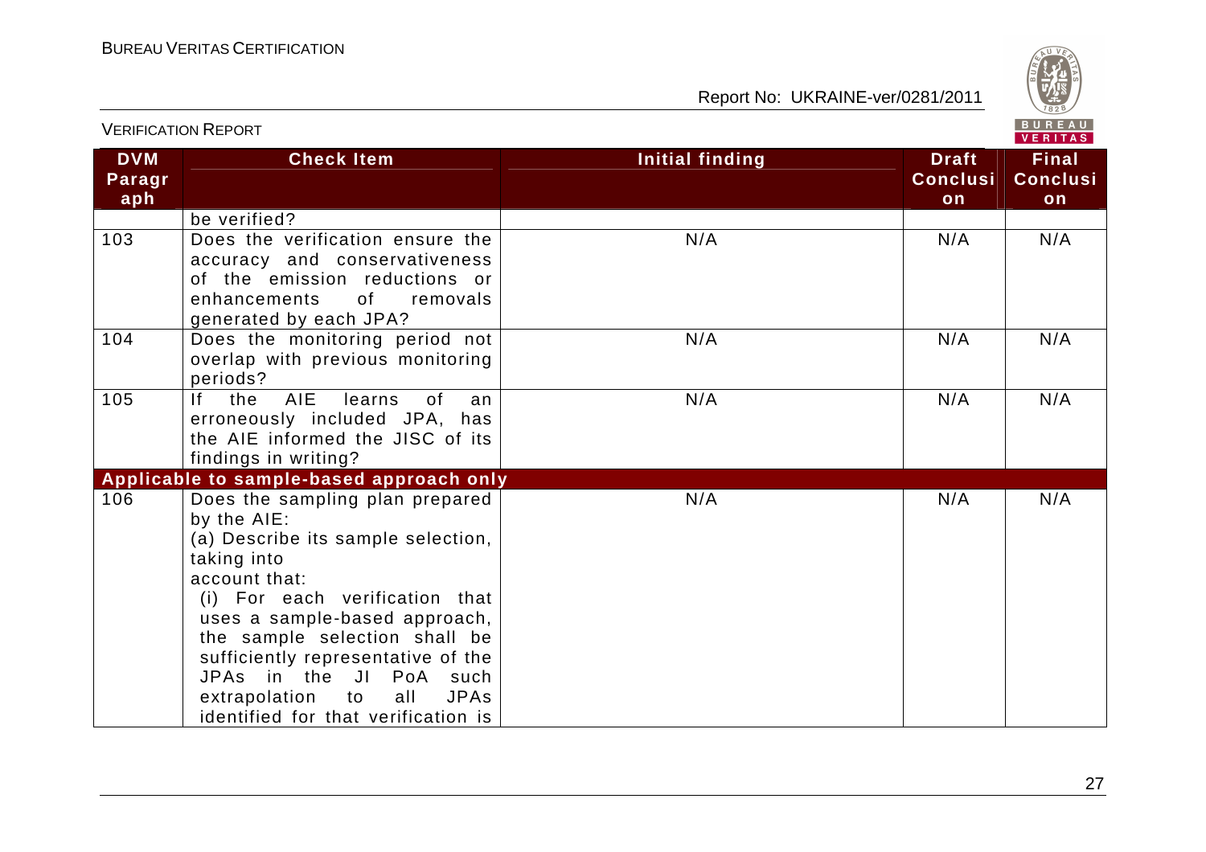| DVM Paragraph | Check Item | Initial finding | Draft Conclusion | Final Conclusion |
|---|---|---|---|---|
| | be verified? | | | |
| 103 | Does the verification ensure the accuracy and conservativeness of the emission reductions or enhancements of removals generated by each JPA? | N/A | N/A | N/A |
| 104 | Does the monitoring period not overlap with previous monitoring periods? | N/A | N/A | N/A |
| 105 | If the AIE learns of an erroneously included JPA, has the AIE informed the JISC of its findings in writing? | N/A | N/A | N/A |
| **Applicable to sample-based approach only** | | | | |
| 106 | Does the sampling plan prepared by the AIE:<br>(a) Describe its sample selection, taking into account that:<br>(i) For each verification that uses a sample-based approach, the sample selection shall be sufficiently representative of the JPAs in the JI PoA such extrapolation to all JPAs identified for that verification is | N/A | N/A | N/A |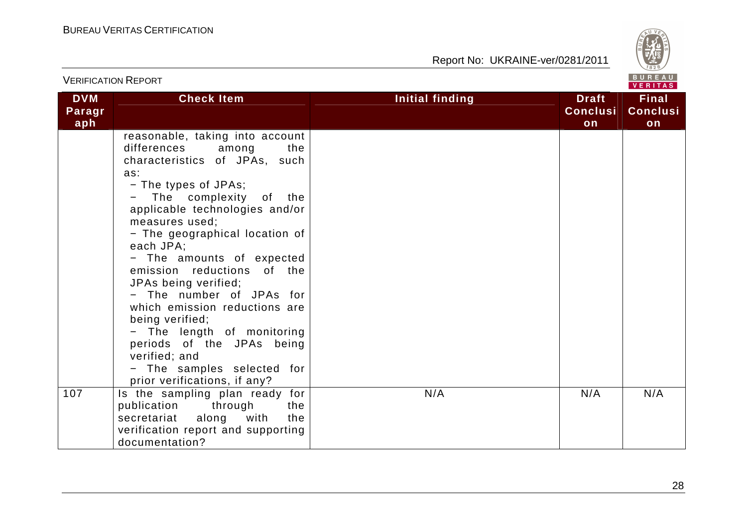| DVM Paragraph | Check Item | Initial finding | Draft Conclusion | Final Conclusion |
|---|---|---|---|---|
| | reasonable, taking into account differences among the characteristics of JPAs, such as:<br>− The types of JPAs;<br>− The complexity of the applicable technologies and/or measures used;<br>− The geographical location of each JPA;<br>− The amounts of expected emission reductions of the JPAs being verified;<br>− The number of JPAs for which emission reductions are being verified;<br>− The length of monitoring periods of the JPAs being verified; and<br>− The samples selected for prior verifications, if any? | | | |
| 107 | Is the sampling plan ready for publication through the secretariat along with the verification report and supporting documentation? | N/A | N/A | N/A |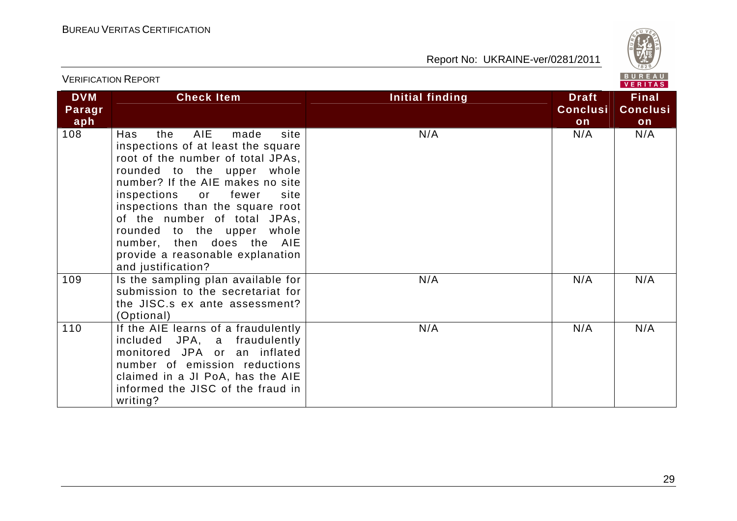| DVM Paragraph | Check Item | Initial finding | Draft Conclusion | Final Conclusion |
|---|---|---|---|---|
| 108 | Has the AIE made site inspections of at least the square root of the number of total JPAs, rounded to the upper whole number? If the AIE makes no site inspections or fewer site inspections than the square root of the number of total JPAs, rounded to the upper whole number, then does the AIE provide a reasonable explanation and justification? | N/A | N/A | N/A |
| 109 | Is the sampling plan available for submission to the secretariat for the JISC.s ex ante assessment? (Optional) | N/A | N/A | N/A |
| 110 | If the AIE learns of a fraudulently included JPA, a fraudulently monitored JPA or an inflated number of emission reductions claimed in a JI PoA, has the AIE informed the JISC of the fraud in writing? | N/A | N/A | N/A |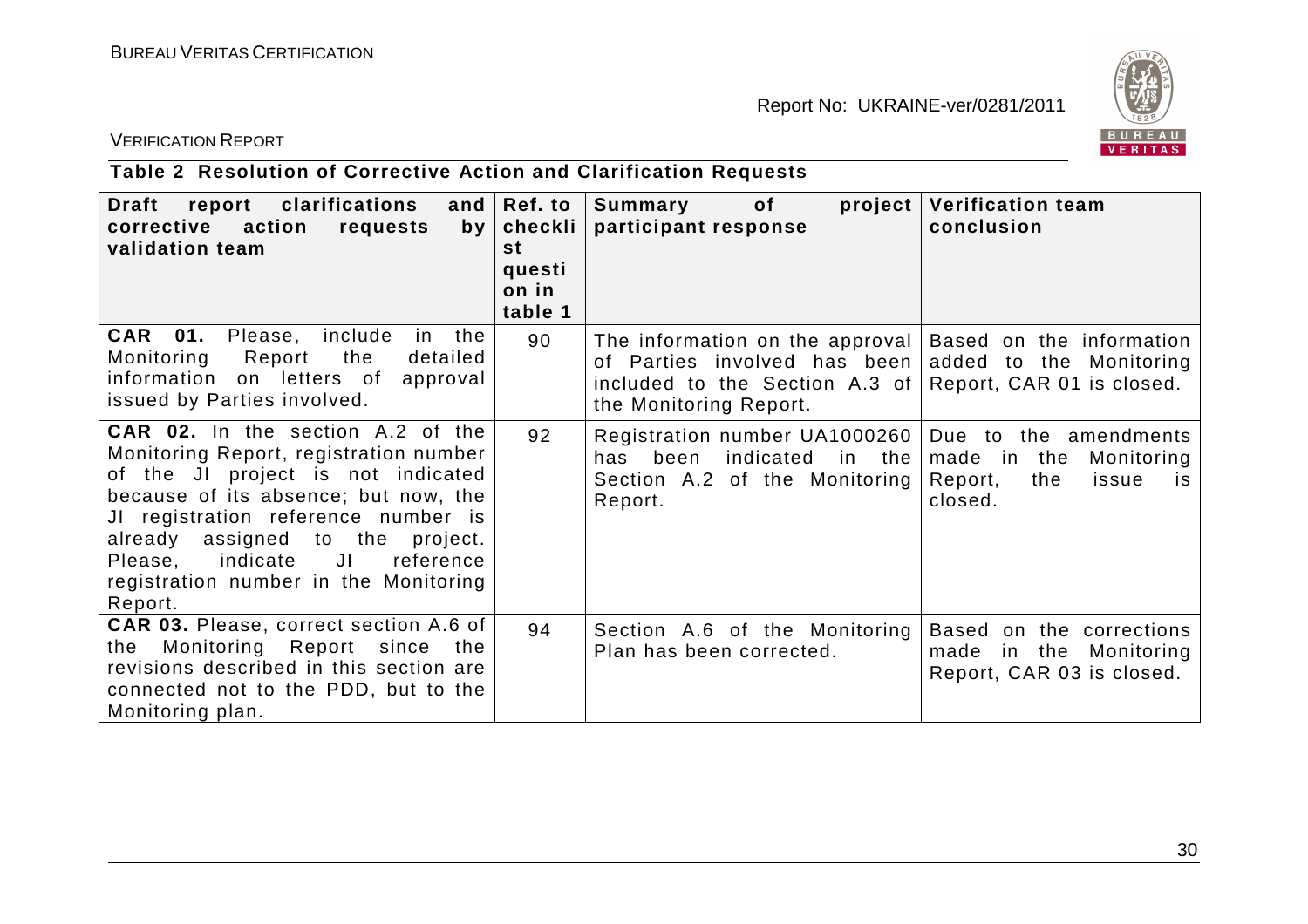**Table 2 Resolution of Corrective Action and Clarification Requests**

| Draft report clarifications and corrective action requests by validation team | Ref. to checklist question in table 1 | Summary of project participant response | Verification team conclusion |
|---|---|---|---|
| **CAR 01.** Please, include in the Monitoring Report the detailed information on letters of approval issued by Parties involved. | 90 | The information on the approval of Parties involved has been included to the Section A.3 of the Monitoring Report. | Based on the information added to the Monitoring Report, CAR 01 is closed. |
| **CAR 02.** In the section A.2 of the Monitoring Report, registration number of the JI project is not indicated because of its absence; but now, the JI registration reference number is already assigned to the project. Please, indicate JI reference registration number in the Monitoring Report. | 92 | Registration number UA1000260 has been indicated in the Section A.2 of the Monitoring Report. | Due to the amendments made in the Monitoring Report, the issue is closed. |
| **CAR 03.** Please, correct section A.6 of the Monitoring Report since the revisions described in this section are connected not to the PDD, but to the Monitoring plan. | 94 | Section A.6 of the Monitoring Plan has been corrected. | Based on the corrections made in the Monitoring Report, CAR 03 is closed. |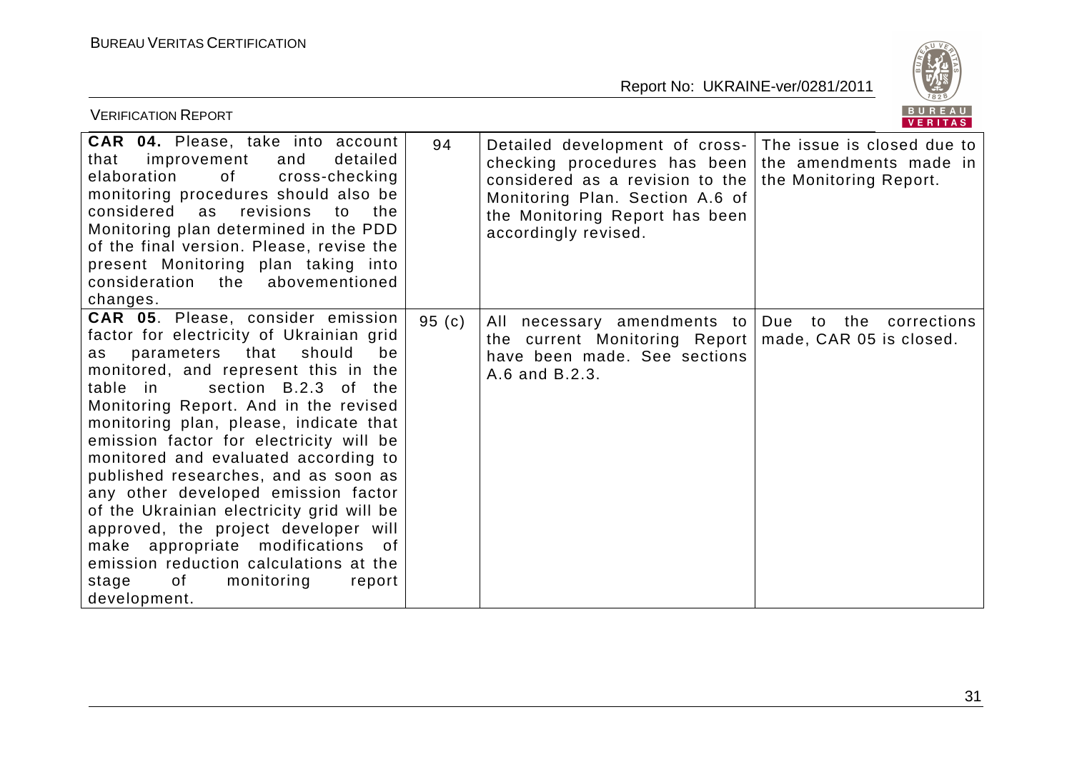| **CAR 04.** Please, take into account that improvement and detailed elaboration of cross-checking monitoring procedures should also be considered as revisions to the Monitoring plan determined in the PDD of the final version. Please, revise the present Monitoring plan taking into consideration the abovementioned changes. | 94 | Detailed development of cross-checking procedures has been considered as a revision to the Monitoring Plan. Section A.6 of the Monitoring Report has been accordingly revised. | The issue is closed due to the amendments made in the Monitoring Report. |
|---|---|---|---|
| **CAR 05**. Please, consider emission factor for electricity of Ukrainian grid as parameters that should be monitored, and represent this in the table in section B.2.3 of the Monitoring Report. And in the revised monitoring plan, please, indicate that emission factor for electricity will be monitored and evaluated according to published researches, and as soon as any other developed emission factor of the Ukrainian electricity grid will be approved, the project developer will make appropriate modifications of emission reduction calculations at the stage of monitoring report development. | 95 (c) | All necessary amendments to the current Monitoring Report have been made. See sections A.6 and B.2.3. | Due to the corrections made, CAR 05 is closed. |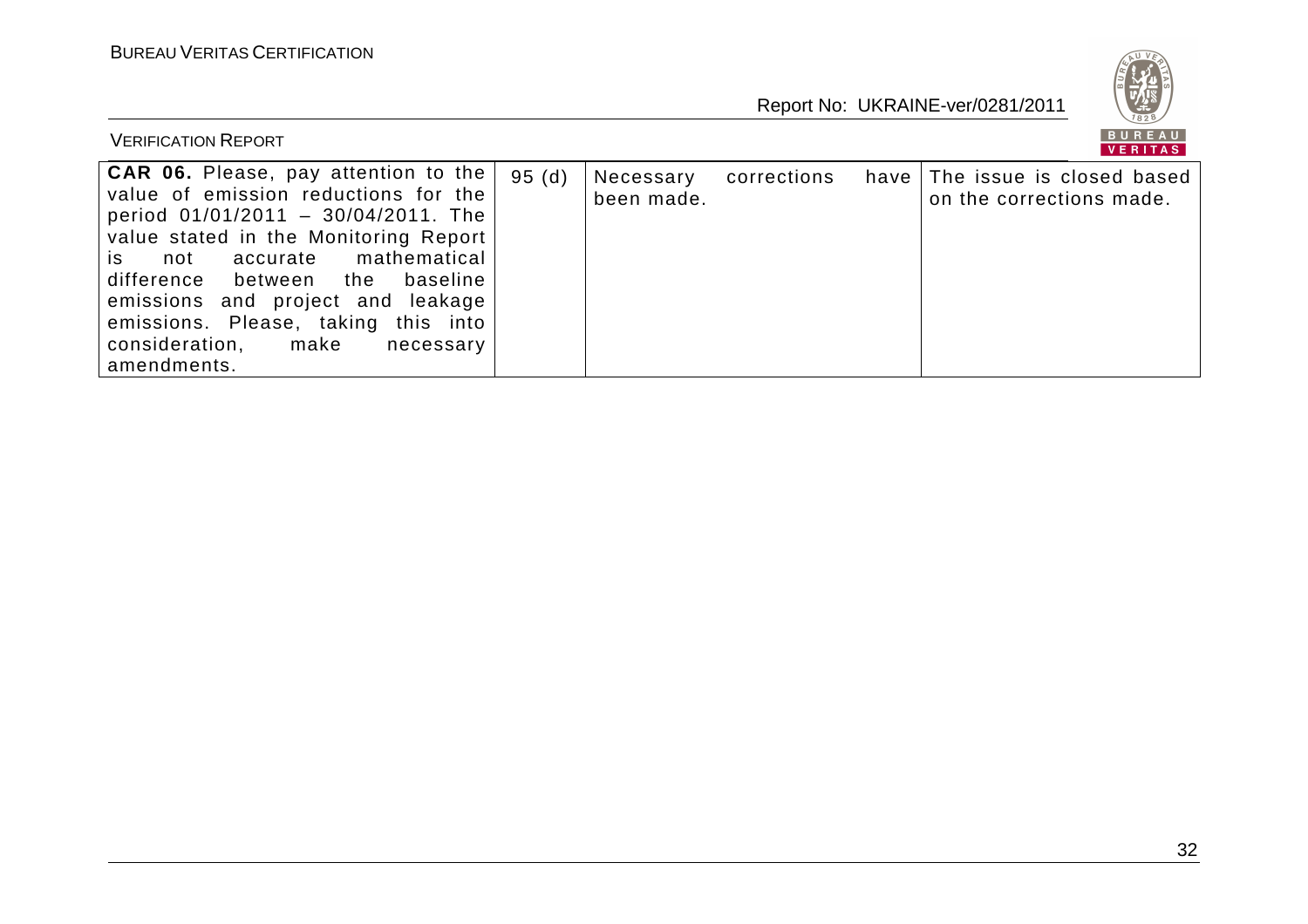| | | | |
|---|---|---|---|
| **CAR 06.** Please, pay attention to the value of emission reductions for the period 01/01/2011 – 30/04/2011. The value stated in the Monitoring Report is not accurate mathematical difference between the baseline emissions and project and leakage emissions. Please, taking this into consideration, make necessary amendments. | 95 (d) | Necessary corrections have been made. | The issue is closed based on the corrections made. |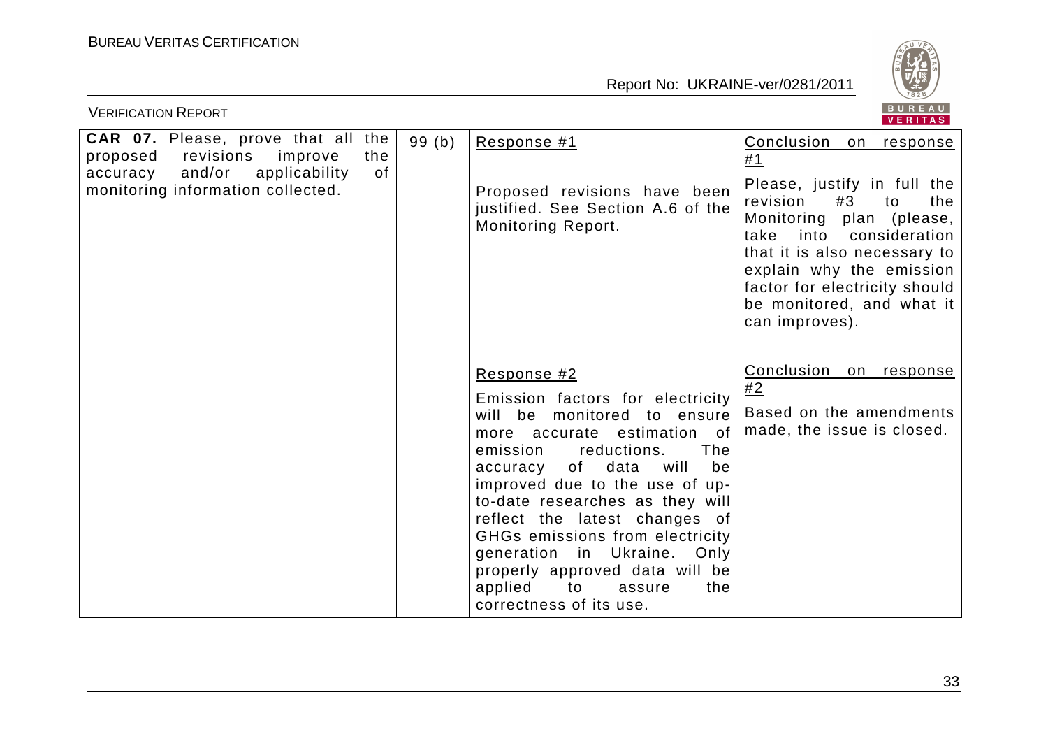| **CAR 07.** Please, prove that all the proposed revisions improve the accuracy and/or applicability of monitoring information collected. | 99 (b) | Response #1<br><br>Proposed revisions have been justified. See Section A.6 of the Monitoring Report.<br><br>Response #2<br><br>Emission factors for electricity will be monitored to ensure more accurate estimation of emission reductions. The accuracy of data will be improved due to the use of up-to-date researches as they will reflect the latest changes of GHGs emissions from electricity generation in Ukraine. Only properly approved data will be applied to assure the correctness of its use. | Conclusion on response #1<br><br>Please, justify in full the revision #3 to the Monitoring plan (please, take into consideration that it is also necessary to explain why the emission factor for electricity should be monitored, and what it can improves).<br><br>Conclusion on response #2<br><br>Based on the amendments made, the issue is closed. |
|---|---|---|---|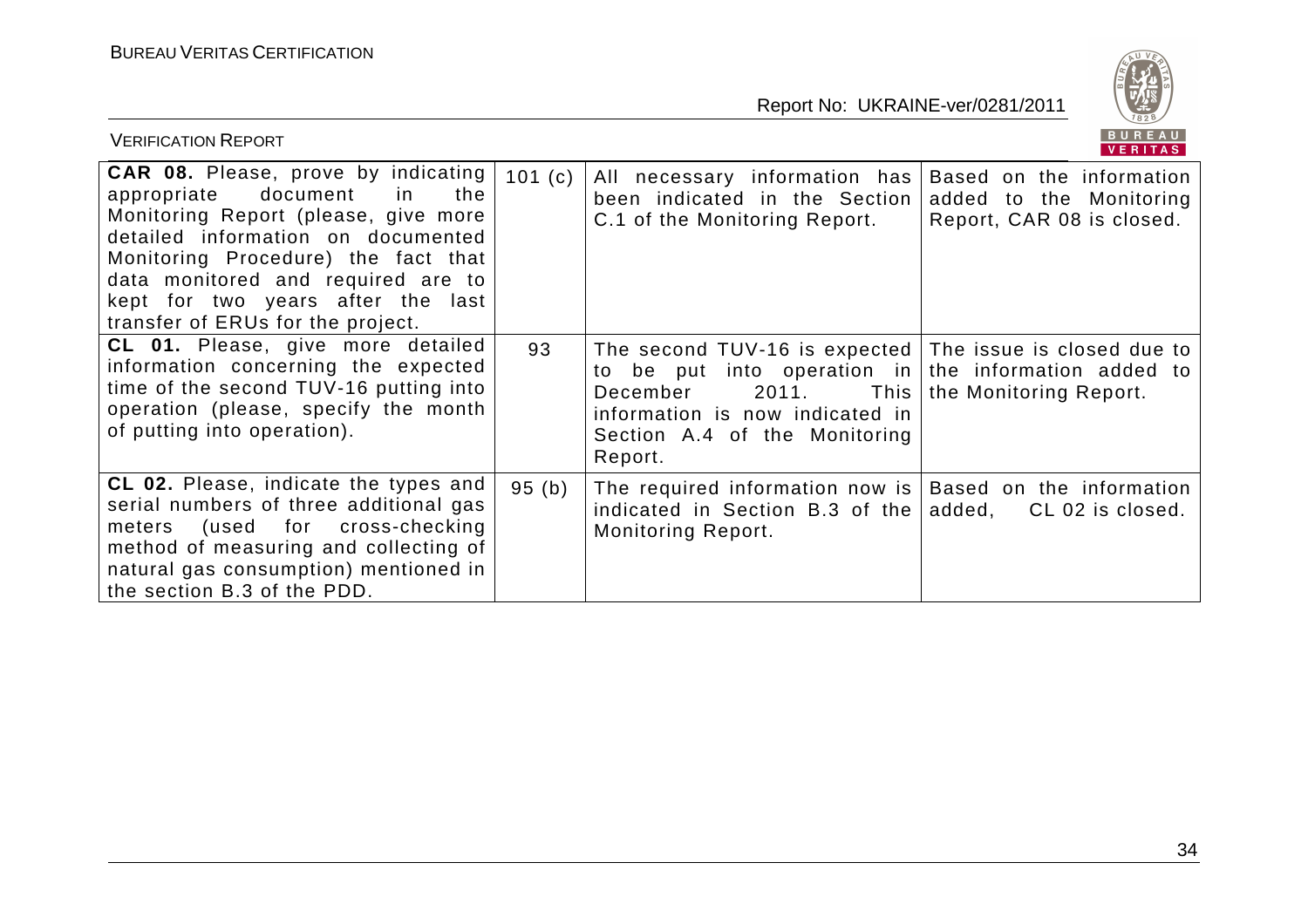| **CAR 08.** Please, prove by indicating appropriate document in the Monitoring Report (please, give more detailed information on documented Monitoring Procedure) the fact that data monitored and required are to kept for two years after the last transfer of ERUs for the project. | 101 (c) | All necessary information has been indicated in the Section C.1 of the Monitoring Report. | Based on the information added to the Monitoring Report, CAR 08 is closed. |
|---|---|---|---|
| **CL 01.** Please, give more detailed information concerning the expected time of the second TUV-16 putting into operation (please, specify the month of putting into operation). | 93 | The second TUV-16 is expected to be put into operation in December 2011. This information is now indicated in Section A.4 of the Monitoring Report. | The issue is closed due to the information added to the Monitoring Report. |
| **CL 02.** Please, indicate the types and serial numbers of three additional gas meters (used for cross-checking method of measuring and collecting of natural gas consumption) mentioned in the section B.3 of the PDD. | 95 (b) | The required information now is indicated in Section B.3 of the Monitoring Report. | Based on the information added, CL 02 is closed. |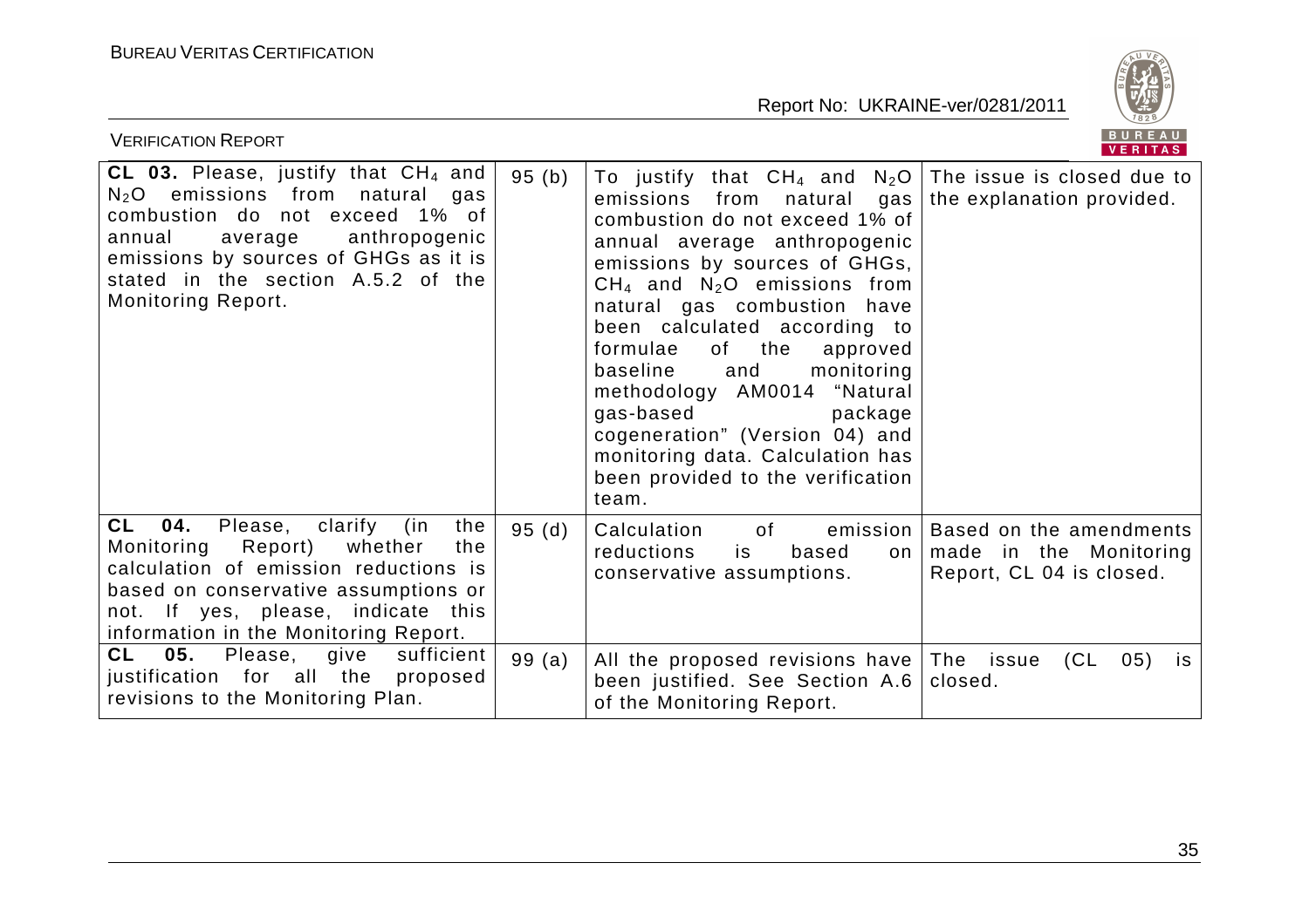| | | | |
|---|---|---|---|
| **CL 03.** Please, justify that $CH_4$ and $N_2O$ emissions from natural gas combustion do not exceed 1% of annual average anthropogenic emissions by sources of GHGs as it is stated in the section A.5.2 of the Monitoring Report. | 95 (b) | To justify that $CH_4$ and $N_2O$ emissions from natural gas combustion do not exceed 1% of annual average anthropogenic emissions by sources of GHGs, $CH_4$ and $N_2O$ emissions from natural gas combustion have been calculated according to formulae of the approved baseline and monitoring methodology AM0014 "Natural gas-based package cogeneration" (Version 04) and monitoring data. Calculation has been provided to the verification team. | The issue is closed due to the explanation provided. |
| **CL 04.** Please, clarify (in the Monitoring Report) whether the calculation of emission reductions is based on conservative assumptions or not. If yes, please, indicate this information in the Monitoring Report. | 95 (d) | Calculation of emission reductions is based on conservative assumptions. | Based on the amendments made in the Monitoring Report, CL 04 is closed. |
| **CL 05.** Please, give sufficient justification for all the proposed revisions to the Monitoring Plan. | 99 (a) | All the proposed revisions have been justified. See Section A.6 of the Monitoring Report. | The issue (CL 05) is closed. |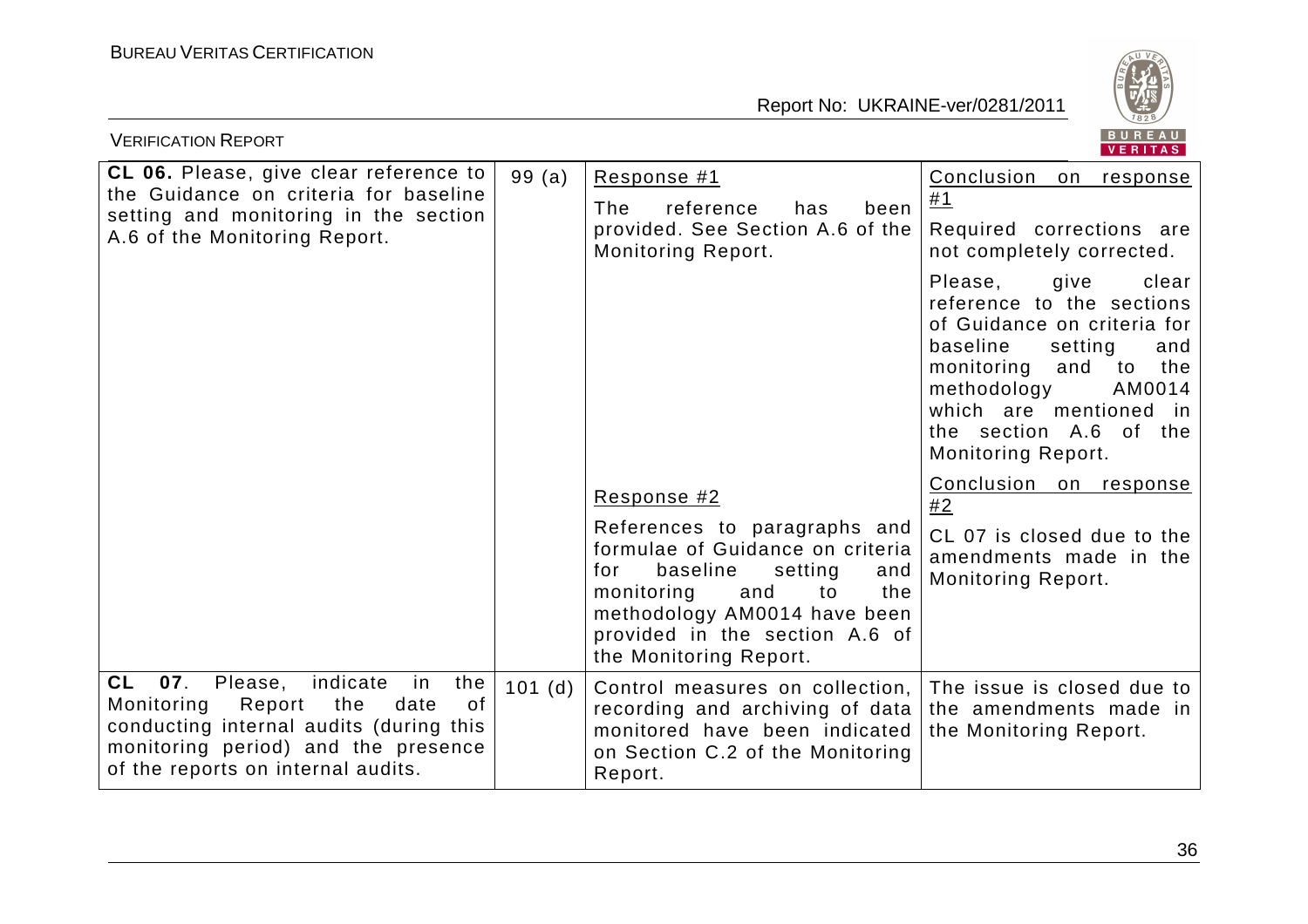| | | | |
|---|---|---|---|
| **CL 06.** Please, give clear reference to the Guidance on criteria for baseline setting and monitoring in the section A.6 of the Monitoring Report. | 99 (a) | Response #1<br><br>The reference has been provided. See Section A.6 of the Monitoring Report.<br><br>Response #2<br><br>References to paragraphs and formulae of Guidance on criteria for baseline setting and monitoring and to the methodology AM0014 have been provided in the section A.6 of the Monitoring Report. | Conclusion on response #1<br><br>Required corrections are not completely corrected.<br><br>Please, give clear reference to the sections of Guidance on criteria for baseline setting and monitoring and to the methodology AM0014 which are mentioned in the section A.6 of the Monitoring Report.<br><br>Conclusion on response #2<br><br>CL 07 is closed due to the amendments made in the Monitoring Report. |
| **CL 07**. Please, indicate in the Monitoring Report the date of conducting internal audits (during this monitoring period) and the presence of the reports on internal audits. | 101 (d) | Control measures on collection, recording and archiving of data monitored have been indicated on Section C.2 of the Monitoring Report. | The issue is closed due to the amendments made in the Monitoring Report. |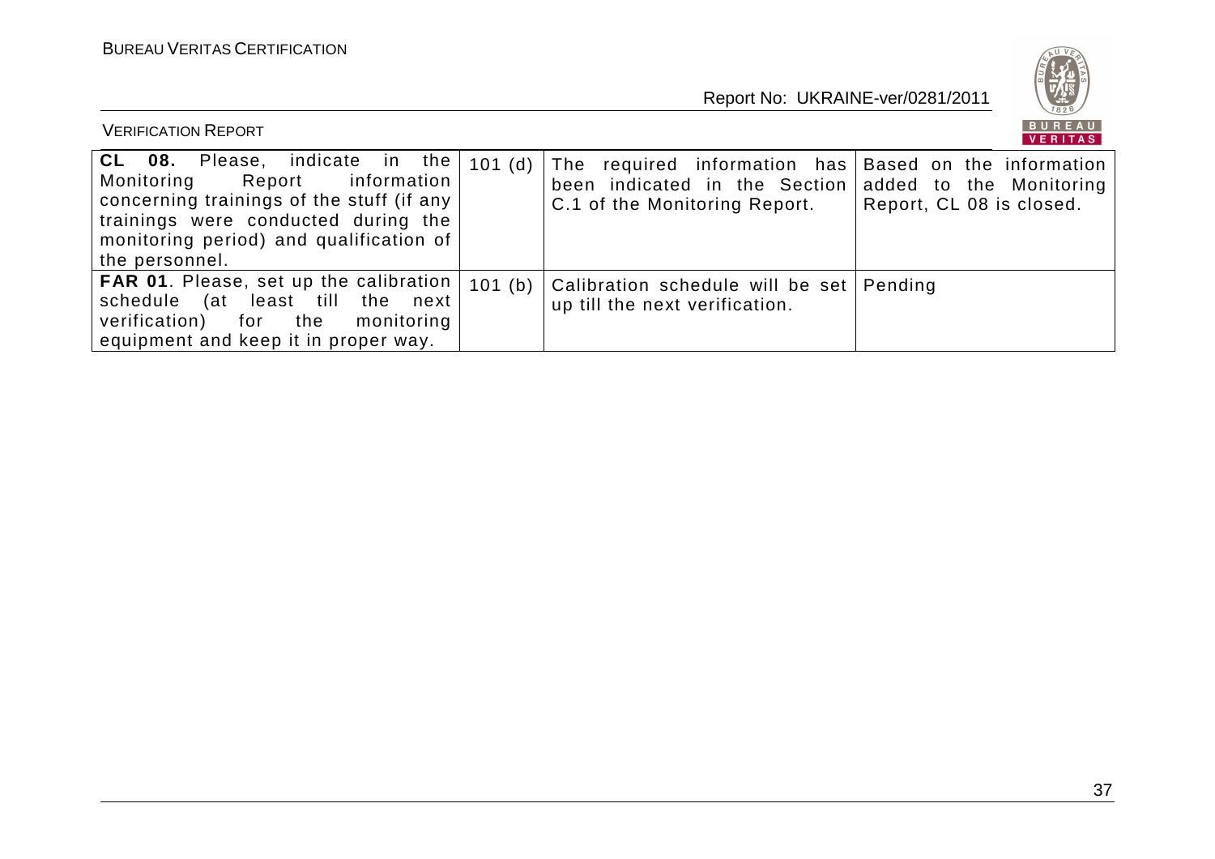| | | | |
|---|---|---|---|
| **CL 08.** Please, indicate in the Monitoring Report information concerning trainings of the stuff (if any trainings were conducted during the monitoring period) and qualification of the personnel. | 101 (d) | The required information has been indicated in the Section C.1 of the Monitoring Report. | Based on the information added to the Monitoring Report, CL 08 is closed. |
| **FAR 01**. Please, set up the calibration schedule (at least till the next verification) for the monitoring equipment and keep it in proper way. | 101 (b) | Calibration schedule will be set up till the next verification. | Pending |